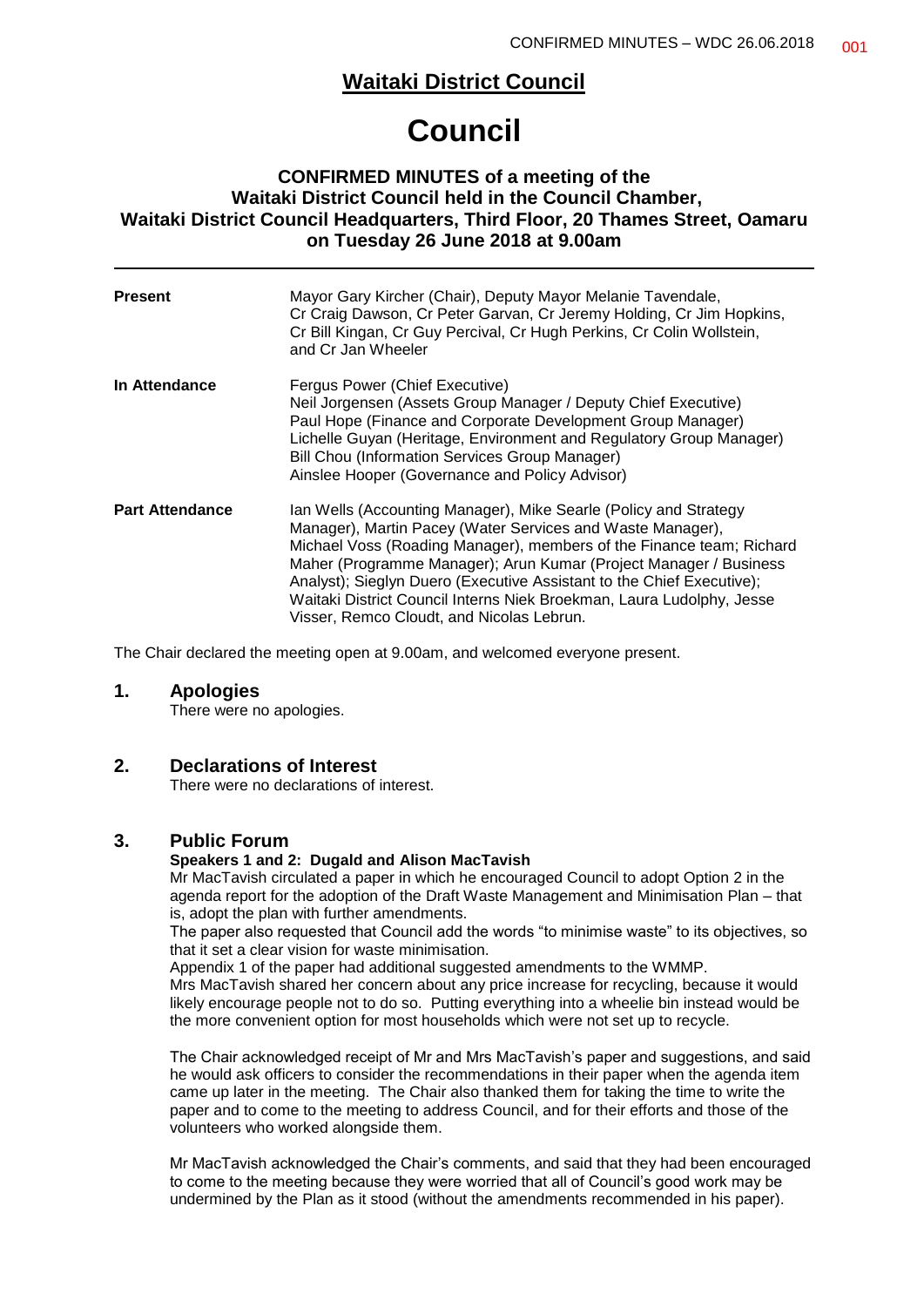# Waitaki District Council

# Council

### CONFIRMED MINUTES of a meeting of the Waitaki District Council held in the Council Chamber, Waitaki District Council Headquarters, Third Floor, 20 Thames Street, Oamaru on Tuesday 26 June 2018 at 9.00am

| | |
|---|---|
| **Present** | Mayor Gary Kircher (Chair), Deputy Mayor Melanie Tavendale, Cr Craig Dawson, Cr Peter Garvan, Cr Jeremy Holding, Cr Jim Hopkins, Cr Bill Kingan, Cr Guy Percival, Cr Hugh Perkins, Cr Colin Wollstein, and Cr Jan Wheeler |
| **In Attendance** | Fergus Power (Chief Executive)<br>Neil Jorgensen (Assets Group Manager / Deputy Chief Executive)<br>Paul Hope (Finance and Corporate Development Group Manager)<br>Lichelle Guyan (Heritage, Environment and Regulatory Group Manager)<br>Bill Chou (Information Services Group Manager)<br>Ainslee Hooper (Governance and Policy Advisor) |
| **Part Attendance** | Ian Wells (Accounting Manager), Mike Searle (Policy and Strategy Manager), Martin Pacey (Water Services and Waste Manager), Michael Voss (Roading Manager), members of the Finance team; Richard Maher (Programme Manager); Arun Kumar (Project Manager / Business Analyst); Sieglyn Duero (Executive Assistant to the Chief Executive); Waitaki District Council Interns Niek Broekman, Laura Ludolphy, Jesse Visser, Remco Cloudt, and Nicolas Lebrun. |

The Chair declared the meeting open at 9.00am, and welcomed everyone present.

## 1. Apologies

There were no apologies.

## 2. Declarations of Interest

There were no declarations of interest.

## 3. Public Forum

**Speakers 1 and 2: Dugald and Alison MacTavish**

Mr MacTavish circulated a paper in which he encouraged Council to adopt Option 2 in the agenda report for the adoption of the Draft Waste Management and Minimisation Plan – that is, adopt the plan with further amendments.

The paper also requested that Council add the words "to minimise waste" to its objectives, so that it set a clear vision for waste minimisation.

Appendix 1 of the paper had additional suggested amendments to the WMMP.

Mrs MacTavish shared her concern about any price increase for recycling, because it would likely encourage people not to do so. Putting everything into a wheelie bin instead would be the more convenient option for most households which were not set up to recycle.

The Chair acknowledged receipt of Mr and Mrs MacTavish's paper and suggestions, and said he would ask officers to consider the recommendations in their paper when the agenda item came up later in the meeting. The Chair also thanked them for taking the time to write the paper and to come to the meeting to address Council, and for their efforts and those of the volunteers who worked alongside them.

Mr MacTavish acknowledged the Chair's comments, and said that they had been encouraged to come to the meeting because they were worried that all of Council's good work may be undermined by the Plan as it stood (without the amendments recommended in his paper).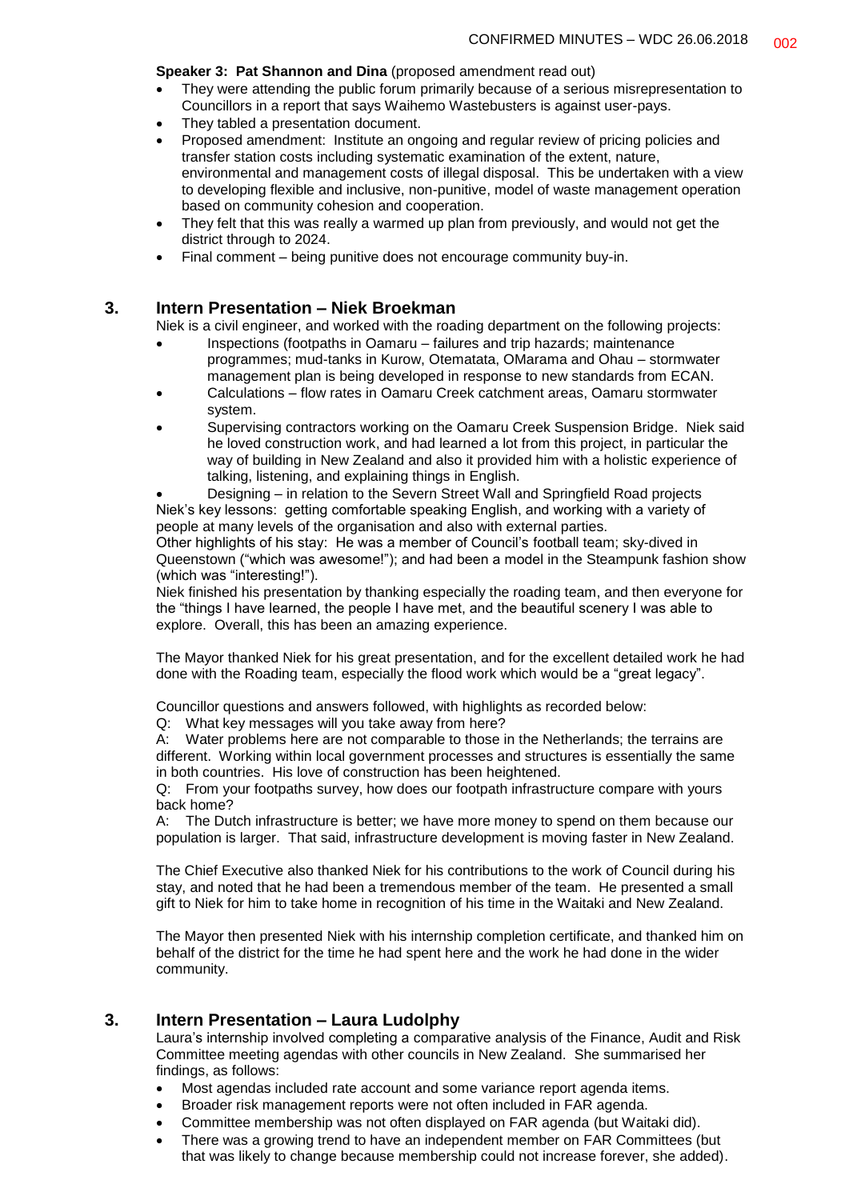**Speaker 3: Pat Shannon and Dina** (proposed amendment read out)

- They were attending the public forum primarily because of a serious misrepresentation to Councillors in a report that says Waihemo Wastebusters is against user-pays.
- They tabled a presentation document.
- Proposed amendment: Institute an ongoing and regular review of pricing policies and transfer station costs including systematic examination of the extent, nature, environmental and management costs of illegal disposal. This be undertaken with a view to developing flexible and inclusive, non-punitive, model of waste management operation based on community cohesion and cooperation.
- They felt that this was really a warmed up plan from previously, and would not get the district through to 2024.
- Final comment – being punitive does not encourage community buy-in.

## 3. Intern Presentation – Niek Broekman

Niek is a civil engineer, and worked with the roading department on the following projects:

- Inspections (footpaths in Oamaru – failures and trip hazards; maintenance programmes; mud-tanks in Kurow, Otematata, OMarama and Ohau – stormwater management plan is being developed in response to new standards from ECAN.
- Calculations – flow rates in Oamaru Creek catchment areas, Oamaru stormwater system.
- Supervising contractors working on the Oamaru Creek Suspension Bridge. Niek said he loved construction work, and had learned a lot from this project, in particular the way of building in New Zealand and also it provided him with a holistic experience of talking, listening, and explaining things in English.
- Designing – in relation to the Severn Street Wall and Springfield Road projects

Niek's key lessons: getting comfortable speaking English, and working with a variety of people at many levels of the organisation and also with external parties.

Other highlights of his stay: He was a member of Council's football team; sky-dived in Queenstown ("which was awesome!"); and had been a model in the Steampunk fashion show (which was "interesting!").

Niek finished his presentation by thanking especially the roading team, and then everyone for the "things I have learned, the people I have met, and the beautiful scenery I was able to explore. Overall, this has been an amazing experience.

The Mayor thanked Niek for his great presentation, and for the excellent detailed work he had done with the Roading team, especially the flood work which would be a "great legacy".

Councillor questions and answers followed, with highlights as recorded below:

Q: What key messages will you take away from here?

A: Water problems here are not comparable to those in the Netherlands; the terrains are different. Working within local government processes and structures is essentially the same in both countries. His love of construction has been heightened.

Q: From your footpaths survey, how does our footpath infrastructure compare with yours back home?

A: The Dutch infrastructure is better; we have more money to spend on them because our population is larger. That said, infrastructure development is moving faster in New Zealand.

The Chief Executive also thanked Niek for his contributions to the work of Council during his stay, and noted that he had been a tremendous member of the team. He presented a small gift to Niek for him to take home in recognition of his time in the Waitaki and New Zealand.

The Mayor then presented Niek with his internship completion certificate, and thanked him on behalf of the district for the time he had spent here and the work he had done in the wider community.

## 3. Intern Presentation – Laura Ludolphy

Laura's internship involved completing a comparative analysis of the Finance, Audit and Risk Committee meeting agendas with other councils in New Zealand. She summarised her findings, as follows:

- Most agendas included rate account and some variance report agenda items.
- Broader risk management reports were not often included in FAR agenda.
- Committee membership was not often displayed on FAR agenda (but Waitaki did).
- There was a growing trend to have an independent member on FAR Committees (but that was likely to change because membership could not increase forever, she added).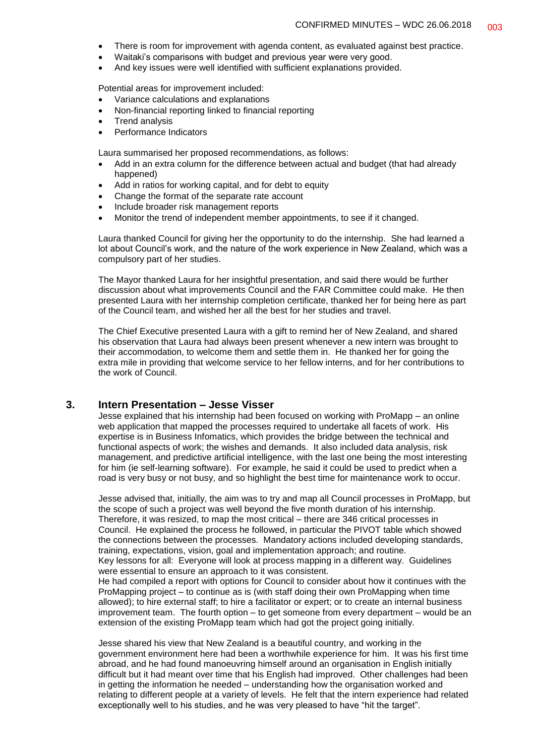- There is room for improvement with agenda content, as evaluated against best practice.
- Waitaki's comparisons with budget and previous year were very good.
- And key issues were well identified with sufficient explanations provided.

Potential areas for improvement included:

- Variance calculations and explanations
- Non-financial reporting linked to financial reporting
- Trend analysis
- Performance Indicators

Laura summarised her proposed recommendations, as follows:

- Add in an extra column for the difference between actual and budget (that had already happened)
- Add in ratios for working capital, and for debt to equity
- Change the format of the separate rate account
- Include broader risk management reports
- Monitor the trend of independent member appointments, to see if it changed.

Laura thanked Council for giving her the opportunity to do the internship. She had learned a lot about Council's work, and the nature of the work experience in New Zealand, which was a compulsory part of her studies.

The Mayor thanked Laura for her insightful presentation, and said there would be further discussion about what improvements Council and the FAR Committee could make. He then presented Laura with her internship completion certificate, thanked her for being here as part of the Council team, and wished her all the best for her studies and travel.

The Chief Executive presented Laura with a gift to remind her of New Zealand, and shared his observation that Laura had always been present whenever a new intern was brought to their accommodation, to welcome them and settle them in. He thanked her for going the extra mile in providing that welcome service to her fellow interns, and for her contributions to the work of Council.

## 3. Intern Presentation – Jesse Visser

Jesse explained that his internship had been focused on working with ProMapp – an online web application that mapped the processes required to undertake all facets of work. His expertise is in Business Infomatics, which provides the bridge between the technical and functional aspects of work; the wishes and demands. It also included data analysis, risk management, and predictive artificial intelligence, with the last one being the most interesting for him (ie self-learning software). For example, he said it could be used to predict when a road is very busy or not busy, and so highlight the best time for maintenance work to occur.

Jesse advised that, initially, the aim was to try and map all Council processes in ProMapp, but the scope of such a project was well beyond the five month duration of his internship. Therefore, it was resized, to map the most critical – there are 346 critical processes in Council. He explained the process he followed, in particular the PIVOT table which showed the connections between the processes. Mandatory actions included developing standards, training, expectations, vision, goal and implementation approach; and routine.
Key lessons for all: Everyone will look at process mapping in a different way. Guidelines were essential to ensure an approach to it was consistent.
He had compiled a report with options for Council to consider about how it continues with the ProMapping project – to continue as is (with staff doing their own ProMapping when time allowed); to hire external staff; to hire a facilitator or expert; or to create an internal business improvement team. The fourth option – to get someone from every department – would be an extension of the existing ProMapp team which had got the project going initially.

Jesse shared his view that New Zealand is a beautiful country, and working in the government environment here had been a worthwhile experience for him. It was his first time abroad, and he had found manoeuvring himself around an organisation in English initially difficult but it had meant over time that his English had improved. Other challenges had been in getting the information he needed – understanding how the organisation worked and relating to different people at a variety of levels. He felt that the intern experience had related exceptionally well to his studies, and he was very pleased to have "hit the target".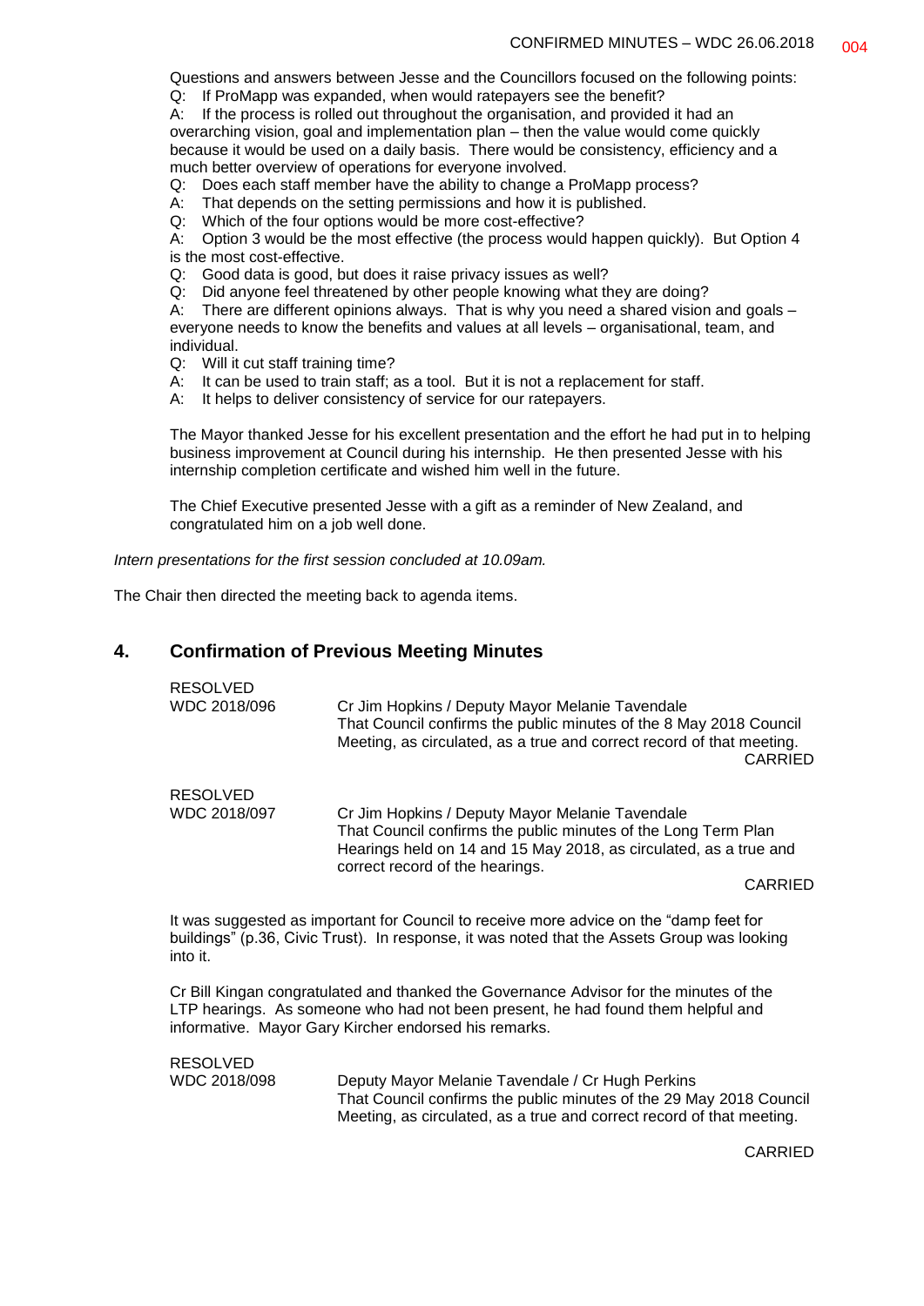Questions and answers between Jesse and the Councillors focused on the following points:

Q: If ProMapp was expanded, when would ratepayers see the benefit?

A: If the process is rolled out throughout the organisation, and provided it had an overarching vision, goal and implementation plan – then the value would come quickly because it would be used on a daily basis. There would be consistency, efficiency and a much better overview of operations for everyone involved.

Q: Does each staff member have the ability to change a ProMapp process?

A: That depends on the setting permissions and how it is published.

Q: Which of the four options would be more cost-effective?

A: Option 3 would be the most effective (the process would happen quickly). But Option 4 is the most cost-effective.

Q: Good data is good, but does it raise privacy issues as well?

Q: Did anyone feel threatened by other people knowing what they are doing?

A: There are different opinions always. That is why you need a shared vision and goals – everyone needs to know the benefits and values at all levels – organisational, team, and individual.

Q: Will it cut staff training time?

A: It can be used to train staff; as a tool. But it is not a replacement for staff.

A: It helps to deliver consistency of service for our ratepayers.

The Mayor thanked Jesse for his excellent presentation and the effort he had put in to helping business improvement at Council during his internship. He then presented Jesse with his internship completion certificate and wished him well in the future.

The Chief Executive presented Jesse with a gift as a reminder of New Zealand, and congratulated him on a job well done.

*Intern presentations for the first session concluded at 10.09am.*

The Chair then directed the meeting back to agenda items.

## 4. Confirmation of Previous Meeting Minutes

RESOLVED
WDC 2018/096 Cr Jim Hopkins / Deputy Mayor Melanie Tavendale
That Council confirms the public minutes of the 8 May 2018 Council Meeting, as circulated, as a true and correct record of that meeting.
CARRIED

RESOLVED
WDC 2018/097 Cr Jim Hopkins / Deputy Mayor Melanie Tavendale
That Council confirms the public minutes of the Long Term Plan Hearings held on 14 and 15 May 2018, as circulated, as a true and correct record of the hearings.
CARRIED

It was suggested as important for Council to receive more advice on the "damp feet for buildings" (p.36, Civic Trust). In response, it was noted that the Assets Group was looking into it.

Cr Bill Kingan congratulated and thanked the Governance Advisor for the minutes of the LTP hearings. As someone who had not been present, he had found them helpful and informative. Mayor Gary Kircher endorsed his remarks.

RESOLVED
WDC 2018/098 Deputy Mayor Melanie Tavendale / Cr Hugh Perkins
That Council confirms the public minutes of the 29 May 2018 Council Meeting, as circulated, as a true and correct record of that meeting.
CARRIED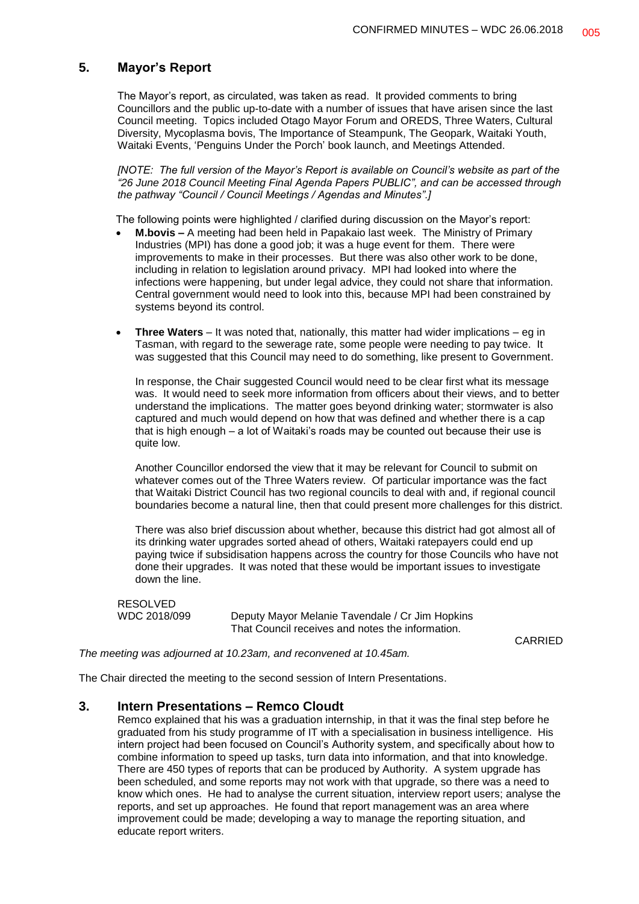## 5. Mayor's Report

The Mayor's report, as circulated, was taken as read. It provided comments to bring Councillors and the public up-to-date with a number of issues that have arisen since the last Council meeting. Topics included Otago Mayor Forum and OREDS, Three Waters, Cultural Diversity, Mycoplasma bovis, The Importance of Steampunk, The Geopark, Waitaki Youth, Waitaki Events, 'Penguins Under the Porch' book launch, and Meetings Attended.

*[NOTE: The full version of the Mayor's Report is available on Council's website as part of the "26 June 2018 Council Meeting Final Agenda Papers PUBLIC", and can be accessed through the pathway "Council / Council Meetings / Agendas and Minutes".]*

The following points were highlighted / clarified during discussion on the Mayor's report:

- **M.bovis –** A meeting had been held in Papakaio last week. The Ministry of Primary Industries (MPI) has done a good job; it was a huge event for them. There were improvements to make in their processes. But there was also other work to be done, including in relation to legislation around privacy. MPI had looked into where the infections were happening, but under legal advice, they could not share that information. Central government would need to look into this, because MPI had been constrained by systems beyond its control.

- **Three Waters** – It was noted that, nationally, this matter had wider implications – eg in Tasman, with regard to the sewerage rate, some people were needing to pay twice. It was suggested that this Council may need to do something, like present to Government.

  In response, the Chair suggested Council would need to be clear first what its message was. It would need to seek more information from officers about their views, and to better understand the implications. The matter goes beyond drinking water; stormwater is also captured and much would depend on how that was defined and whether there is a cap that is high enough – a lot of Waitaki's roads may be counted out because their use is quite low.

  Another Councillor endorsed the view that it may be relevant for Council to submit on whatever comes out of the Three Waters review. Of particular importance was the fact that Waitaki District Council has two regional councils to deal with and, if regional council boundaries become a natural line, then that could present more challenges for this district.

  There was also brief discussion about whether, because this district had got almost all of its drinking water upgrades sorted ahead of others, Waitaki ratepayers could end up paying twice if subsidisation happens across the country for those Councils who have not done their upgrades. It was noted that these would be important issues to investigate down the line.

RESOLVED
WDC 2018/099 Deputy Mayor Melanie Tavendale / Cr Jim Hopkins
That Council receives and notes the information.

CARRIED

*The meeting was adjourned at 10.23am, and reconvened at 10.45am.*

The Chair directed the meeting to the second session of Intern Presentations.

## 3. Intern Presentations – Remco Cloudt

Remco explained that his was a graduation internship, in that it was the final step before he graduated from his study programme of IT with a specialisation in business intelligence. His intern project had been focused on Council's Authority system, and specifically about how to combine information to speed up tasks, turn data into information, and that into knowledge. There are 450 types of reports that can be produced by Authority. A system upgrade has been scheduled, and some reports may not work with that upgrade, so there was a need to know which ones. He had to analyse the current situation, interview report users; analyse the reports, and set up approaches. He found that report management was an area where improvement could be made; developing a way to manage the reporting situation, and educate report writers.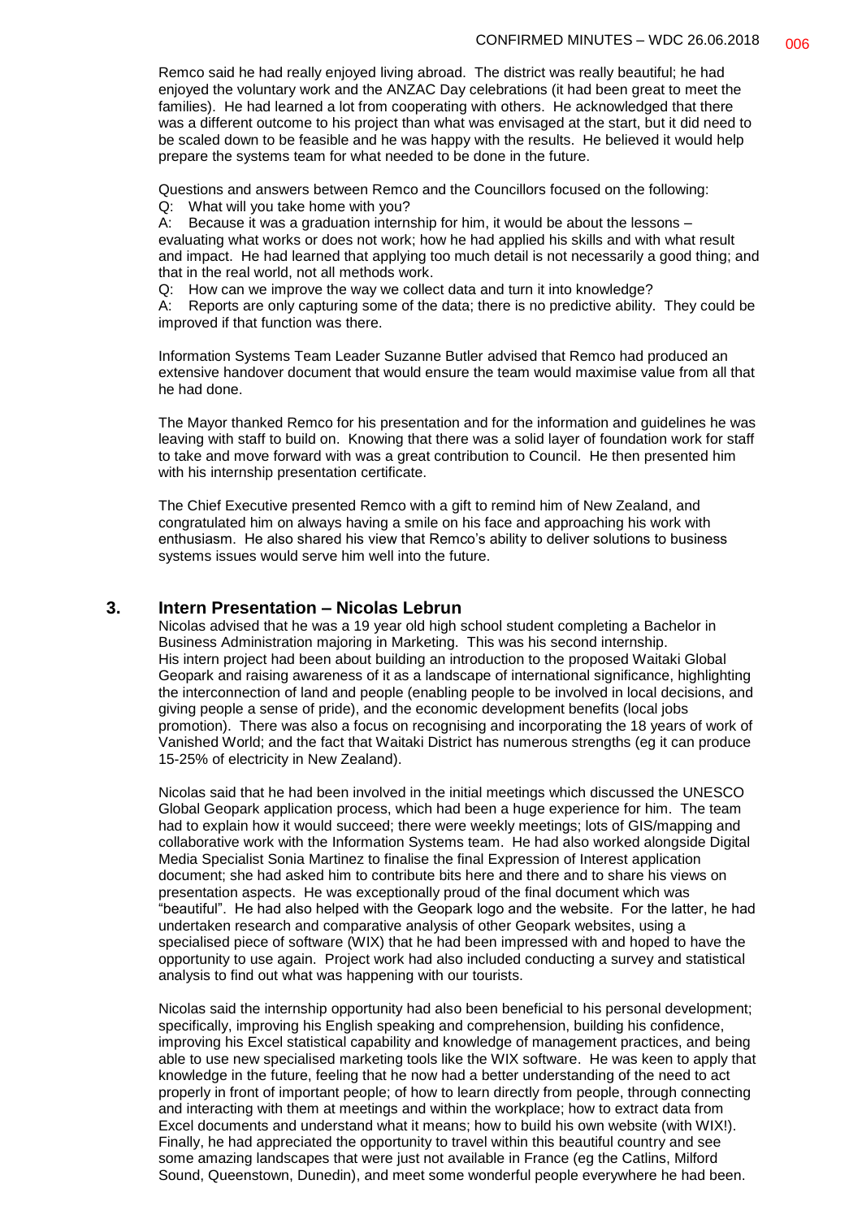Remco said he had really enjoyed living abroad. The district was really beautiful; he had enjoyed the voluntary work and the ANZAC Day celebrations (it had been great to meet the families). He had learned a lot from cooperating with others. He acknowledged that there was a different outcome to his project than what was envisaged at the start, but it did need to be scaled down to be feasible and he was happy with the results. He believed it would help prepare the systems team for what needed to be done in the future.

Questions and answers between Remco and the Councillors focused on the following:

Q: What will you take home with you?

A: Because it was a graduation internship for him, it would be about the lessons – evaluating what works or does not work; how he had applied his skills and with what result and impact. He had learned that applying too much detail is not necessarily a good thing; and that in the real world, not all methods work.

Q: How can we improve the way we collect data and turn it into knowledge?

A: Reports are only capturing some of the data; there is no predictive ability. They could be improved if that function was there.

Information Systems Team Leader Suzanne Butler advised that Remco had produced an extensive handover document that would ensure the team would maximise value from all that he had done.

The Mayor thanked Remco for his presentation and for the information and guidelines he was leaving with staff to build on. Knowing that there was a solid layer of foundation work for staff to take and move forward with was a great contribution to Council. He then presented him with his internship presentation certificate.

The Chief Executive presented Remco with a gift to remind him of New Zealand, and congratulated him on always having a smile on his face and approaching his work with enthusiasm. He also shared his view that Remco's ability to deliver solutions to business systems issues would serve him well into the future.

## 3. Intern Presentation – Nicolas Lebrun

Nicolas advised that he was a 19 year old high school student completing a Bachelor in Business Administration majoring in Marketing. This was his second internship.
His intern project had been about building an introduction to the proposed Waitaki Global Geopark and raising awareness of it as a landscape of international significance, highlighting the interconnection of land and people (enabling people to be involved in local decisions, and giving people a sense of pride), and the economic development benefits (local jobs promotion). There was also a focus on recognising and incorporating the 18 years of work of Vanished World; and the fact that Waitaki District has numerous strengths (eg it can produce 15-25% of electricity in New Zealand).

Nicolas said that he had been involved in the initial meetings which discussed the UNESCO Global Geopark application process, which had been a huge experience for him. The team had to explain how it would succeed; there were weekly meetings; lots of GIS/mapping and collaborative work with the Information Systems team. He had also worked alongside Digital Media Specialist Sonia Martinez to finalise the final Expression of Interest application document; she had asked him to contribute bits here and there and to share his views on presentation aspects. He was exceptionally proud of the final document which was "beautiful". He had also helped with the Geopark logo and the website. For the latter, he had undertaken research and comparative analysis of other Geopark websites, using a specialised piece of software (WIX) that he had been impressed with and hoped to have the opportunity to use again. Project work had also included conducting a survey and statistical analysis to find out what was happening with our tourists.

Nicolas said the internship opportunity had also been beneficial to his personal development; specifically, improving his English speaking and comprehension, building his confidence, improving his Excel statistical capability and knowledge of management practices, and being able to use new specialised marketing tools like the WIX software. He was keen to apply that knowledge in the future, feeling that he now had a better understanding of the need to act properly in front of important people; of how to learn directly from people, through connecting and interacting with them at meetings and within the workplace; how to extract data from Excel documents and understand what it means; how to build his own website (with WIX!). Finally, he had appreciated the opportunity to travel within this beautiful country and see some amazing landscapes that were just not available in France (eg the Catlins, Milford Sound, Queenstown, Dunedin), and meet some wonderful people everywhere he had been.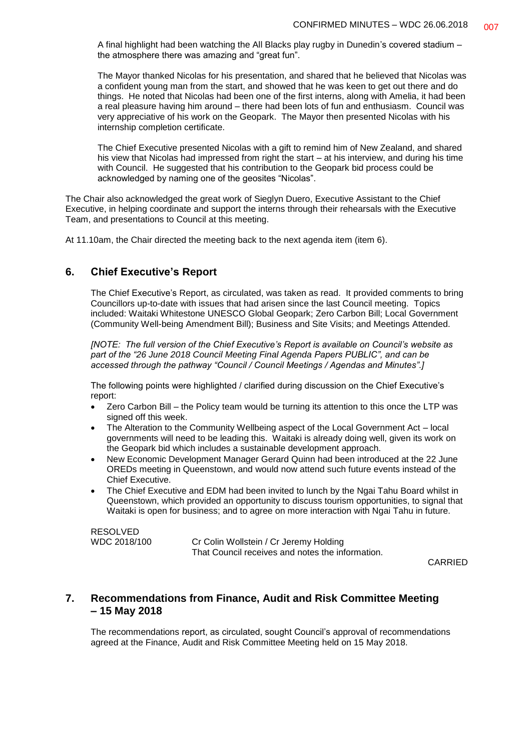A final highlight had been watching the All Blacks play rugby in Dunedin's covered stadium – the atmosphere there was amazing and "great fun".

The Mayor thanked Nicolas for his presentation, and shared that he believed that Nicolas was a confident young man from the start, and showed that he was keen to get out there and do things. He noted that Nicolas had been one of the first interns, along with Amelia, it had been a real pleasure having him around – there had been lots of fun and enthusiasm. Council was very appreciative of his work on the Geopark. The Mayor then presented Nicolas with his internship completion certificate.

The Chief Executive presented Nicolas with a gift to remind him of New Zealand, and shared his view that Nicolas had impressed from right the start – at his interview, and during his time with Council. He suggested that his contribution to the Geopark bid process could be acknowledged by naming one of the geosites "Nicolas".

The Chair also acknowledged the great work of Sieglyn Duero, Executive Assistant to the Chief Executive, in helping coordinate and support the interns through their rehearsals with the Executive Team, and presentations to Council at this meeting.

At 11.10am, the Chair directed the meeting back to the next agenda item (item 6).

## 6. Chief Executive's Report

The Chief Executive's Report, as circulated, was taken as read. It provided comments to bring Councillors up-to-date with issues that had arisen since the last Council meeting. Topics included: Waitaki Whitestone UNESCO Global Geopark; Zero Carbon Bill; Local Government (Community Well-being Amendment Bill); Business and Site Visits; and Meetings Attended.

*[NOTE: The full version of the Chief Executive's Report is available on Council's website as part of the "26 June 2018 Council Meeting Final Agenda Papers PUBLIC", and can be accessed through the pathway "Council / Council Meetings / Agendas and Minutes".]*

The following points were highlighted / clarified during discussion on the Chief Executive's report:

- Zero Carbon Bill – the Policy team would be turning its attention to this once the LTP was signed off this week.
- The Alteration to the Community Wellbeing aspect of the Local Government Act – local governments will need to be leading this. Waitaki is already doing well, given its work on the Geopark bid which includes a sustainable development approach.
- New Economic Development Manager Gerard Quinn had been introduced at the 22 June OREDs meeting in Queenstown, and would now attend such future events instead of the Chief Executive.
- The Chief Executive and EDM had been invited to lunch by the Ngai Tahu Board whilst in Queenstown, which provided an opportunity to discuss tourism opportunities, to signal that Waitaki is open for business; and to agree on more interaction with Ngai Tahu in future.

RESOLVED
WDC 2018/100 Cr Colin Wollstein / Cr Jeremy Holding
That Council receives and notes the information.

CARRIED

## 7. Recommendations from Finance, Audit and Risk Committee Meeting – 15 May 2018

The recommendations report, as circulated, sought Council's approval of recommendations agreed at the Finance, Audit and Risk Committee Meeting held on 15 May 2018.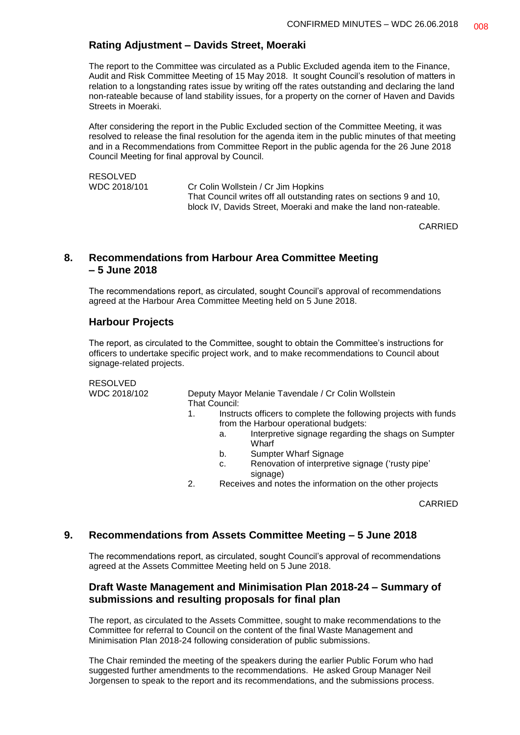### Rating Adjustment – Davids Street, Moeraki

The report to the Committee was circulated as a Public Excluded agenda item to the Finance, Audit and Risk Committee Meeting of 15 May 2018. It sought Council's resolution of matters in relation to a longstanding rates issue by writing off the rates outstanding and declaring the land non-rateable because of land stability issues, for a property on the corner of Haven and Davids Streets in Moeraki.

After considering the report in the Public Excluded section of the Committee Meeting, it was resolved to release the final resolution for the agenda item in the public minutes of that meeting and in a Recommendations from Committee Report in the public agenda for the 26 June 2018 Council Meeting for final approval by Council.

RESOLVED
WDC 2018/101

Cr Colin Wollstein / Cr Jim Hopkins
That Council writes off all outstanding rates on sections 9 and 10, block IV, Davids Street, Moeraki and make the land non-rateable.

CARRIED

## 8. Recommendations from Harbour Area Committee Meeting – 5 June 2018

The recommendations report, as circulated, sought Council's approval of recommendations agreed at the Harbour Area Committee Meeting held on 5 June 2018.

### Harbour Projects

The report, as circulated to the Committee, sought to obtain the Committee's instructions for officers to undertake specific project work, and to make recommendations to Council about signage-related projects.

RESOLVED
WDC 2018/102

Deputy Mayor Melanie Tavendale / Cr Colin Wollstein
That Council:

1. Instructs officers to complete the following projects with funds from the Harbour operational budgets:
   a. Interpretive signage regarding the shags on Sumpter Wharf
   b. Sumpter Wharf Signage
   c. Renovation of interpretive signage ('rusty pipe' signage)
2. Receives and notes the information on the other projects

CARRIED

## 9. Recommendations from Assets Committee Meeting – 5 June 2018

The recommendations report, as circulated, sought Council's approval of recommendations agreed at the Assets Committee Meeting held on 5 June 2018.

### Draft Waste Management and Minimisation Plan 2018-24 – Summary of submissions and resulting proposals for final plan

The report, as circulated to the Assets Committee, sought to make recommendations to the Committee for referral to Council on the content of the final Waste Management and Minimisation Plan 2018-24 following consideration of public submissions.

The Chair reminded the meeting of the speakers during the earlier Public Forum who had suggested further amendments to the recommendations. He asked Group Manager Neil Jorgensen to speak to the report and its recommendations, and the submissions process.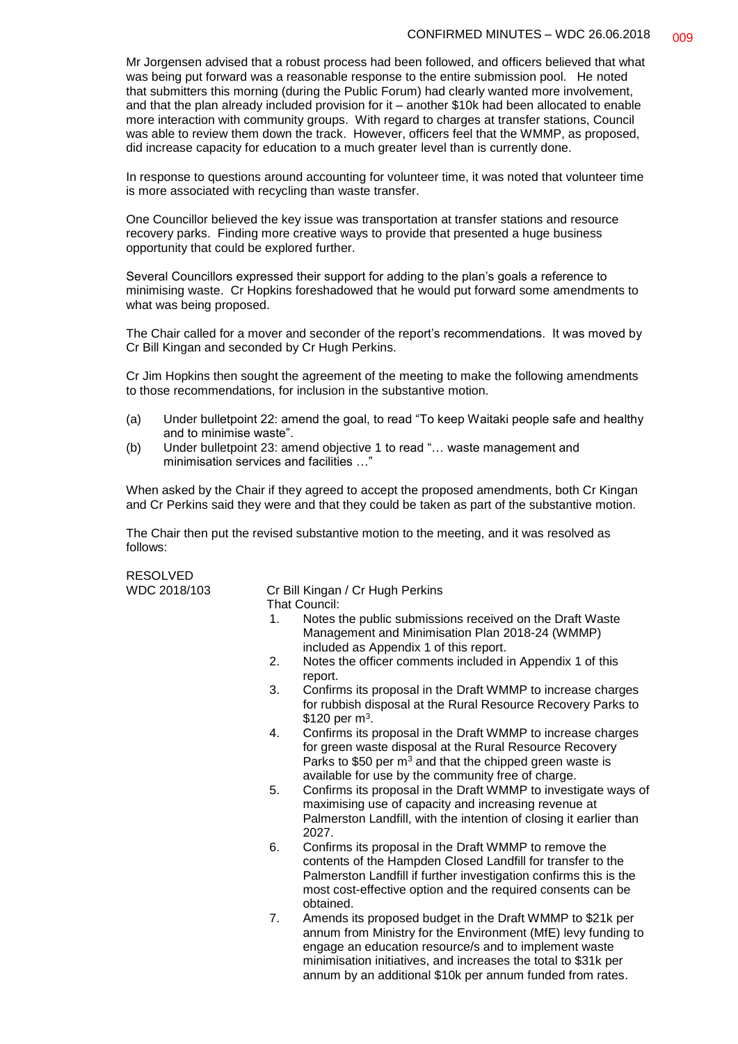Mr Jorgensen advised that a robust process had been followed, and officers believed that what was being put forward was a reasonable response to the entire submission pool. He noted that submitters this morning (during the Public Forum) had clearly wanted more involvement, and that the plan already included provision for it – another $10k had been allocated to enable more interaction with community groups. With regard to charges at transfer stations, Council was able to review them down the track. However, officers feel that the WMMP, as proposed, did increase capacity for education to a much greater level than is currently done.

In response to questions around accounting for volunteer time, it was noted that volunteer time is more associated with recycling than waste transfer.

One Councillor believed the key issue was transportation at transfer stations and resource recovery parks. Finding more creative ways to provide that presented a huge business opportunity that could be explored further.

Several Councillors expressed their support for adding to the plan's goals a reference to minimising waste. Cr Hopkins foreshadowed that he would put forward some amendments to what was being proposed.

The Chair called for a mover and seconder of the report's recommendations. It was moved by Cr Bill Kingan and seconded by Cr Hugh Perkins.

Cr Jim Hopkins then sought the agreement of the meeting to make the following amendments to those recommendations, for inclusion in the substantive motion.

(a) Under bulletpoint 22: amend the goal, to read "To keep Waitaki people safe and healthy and to minimise waste".
(b) Under bulletpoint 23: amend objective 1 to read "… waste management and minimisation services and facilities …"

When asked by the Chair if they agreed to accept the proposed amendments, both Cr Kingan and Cr Perkins said they were and that they could be taken as part of the substantive motion.

The Chair then put the revised substantive motion to the meeting, and it was resolved as follows:

RESOLVED
WDC 2018/103 Cr Bill Kingan / Cr Hugh Perkins

That Council:

1. Notes the public submissions received on the Draft Waste Management and Minimisation Plan 2018-24 (WMMP) included as Appendix 1 of this report.
2. Notes the officer comments included in Appendix 1 of this report.
3. Confirms its proposal in the Draft WMMP to increase charges for rubbish disposal at the Rural Resource Recovery Parks to $120 per m$^3$.
4. Confirms its proposal in the Draft WMMP to increase charges for green waste disposal at the Rural Resource Recovery Parks to $50 per m$^3$ and that the chipped green waste is available for use by the community free of charge.
5. Confirms its proposal in the Draft WMMP to investigate ways of maximising use of capacity and increasing revenue at Palmerston Landfill, with the intention of closing it earlier than 2027.
6. Confirms its proposal in the Draft WMMP to remove the contents of the Hampden Closed Landfill for transfer to the Palmerston Landfill if further investigation confirms this is the most cost-effective option and the required consents can be obtained.
7. Amends its proposed budget in the Draft WMMP to $21k per annum from Ministry for the Environment (MfE) levy funding to engage an education resource/s and to implement waste minimisation initiatives, and increases the total to $31k per annum by an additional $10k per annum funded from rates.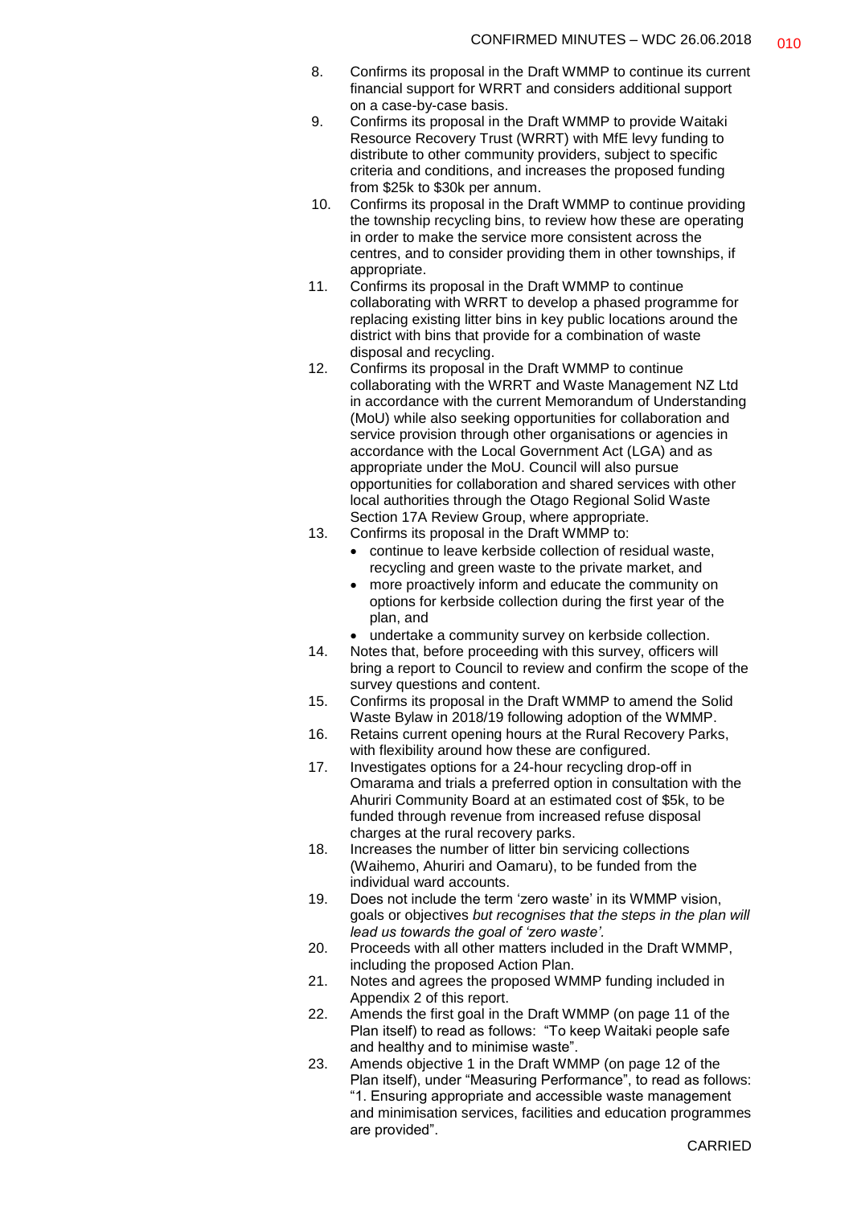8. Confirms its proposal in the Draft WMMP to continue its current financial support for WRRT and considers additional support on a case-by-case basis.
9. Confirms its proposal in the Draft WMMP to provide Waitaki Resource Recovery Trust (WRRT) with MfE levy funding to distribute to other community providers, subject to specific criteria and conditions, and increases the proposed funding from $25k to $30k per annum.
10. Confirms its proposal in the Draft WMMP to continue providing the township recycling bins, to review how these are operating in order to make the service more consistent across the centres, and to consider providing them in other townships, if appropriate.
11. Confirms its proposal in the Draft WMMP to continue collaborating with WRRT to develop a phased programme for replacing existing litter bins in key public locations around the district with bins that provide for a combination of waste disposal and recycling.
12. Confirms its proposal in the Draft WMMP to continue collaborating with the WRRT and Waste Management NZ Ltd in accordance with the current Memorandum of Understanding (MoU) while also seeking opportunities for collaboration and service provision through other organisations or agencies in accordance with the Local Government Act (LGA) and as appropriate under the MoU. Council will also pursue opportunities for collaboration and shared services with other local authorities through the Otago Regional Solid Waste Section 17A Review Group, where appropriate.
13. Confirms its proposal in the Draft WMMP to:
    - continue to leave kerbside collection of residual waste, recycling and green waste to the private market, and
    - more proactively inform and educate the community on options for kerbside collection during the first year of the plan, and
    - undertake a community survey on kerbside collection.
14. Notes that, before proceeding with this survey, officers will bring a report to Council to review and confirm the scope of the survey questions and content.
15. Confirms its proposal in the Draft WMMP to amend the Solid Waste Bylaw in 2018/19 following adoption of the WMMP.
16. Retains current opening hours at the Rural Recovery Parks, with flexibility around how these are configured.
17. Investigates options for a 24-hour recycling drop-off in Omarama and trials a preferred option in consultation with the Ahuriri Community Board at an estimated cost of $5k, to be funded through revenue from increased refuse disposal charges at the rural recovery parks.
18. Increases the number of litter bin servicing collections (Waihemo, Ahuriri and Oamaru), to be funded from the individual ward accounts.
19. Does not include the term 'zero waste' in its WMMP vision, goals or objectives *but recognises that the steps in the plan will lead us towards the goal of 'zero waste'.*
20. Proceeds with all other matters included in the Draft WMMP, including the proposed Action Plan.
21. Notes and agrees the proposed WMMP funding included in Appendix 2 of this report.
22. Amends the first goal in the Draft WMMP (on page 11 of the Plan itself) to read as follows: "To keep Waitaki people safe and healthy and to minimise waste".
23. Amends objective 1 in the Draft WMMP (on page 12 of the Plan itself), under "Measuring Performance", to read as follows: "1. Ensuring appropriate and accessible waste management and minimisation services, facilities and education programmes are provided".

CARRIED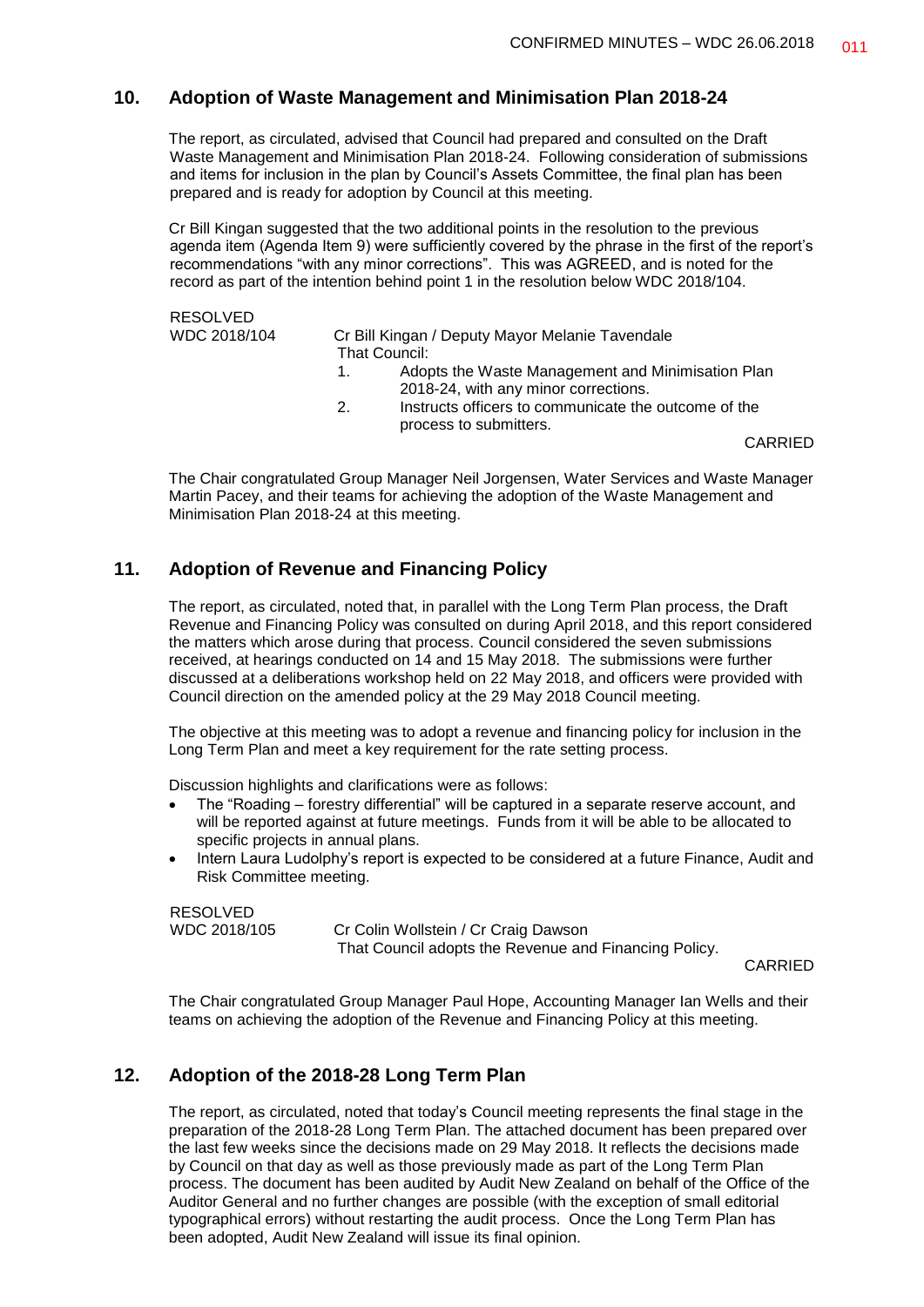## 10. Adoption of Waste Management and Minimisation Plan 2018-24

The report, as circulated, advised that Council had prepared and consulted on the Draft Waste Management and Minimisation Plan 2018-24. Following consideration of submissions and items for inclusion in the plan by Council's Assets Committee, the final plan has been prepared and is ready for adoption by Council at this meeting.

Cr Bill Kingan suggested that the two additional points in the resolution to the previous agenda item (Agenda Item 9) were sufficiently covered by the phrase in the first of the report's recommendations "with any minor corrections". This was AGREED, and is noted for the record as part of the intention behind point 1 in the resolution below WDC 2018/104.

RESOLVED

WDC 2018/104 Cr Bill Kingan / Deputy Mayor Melanie Tavendale

That Council:

1. Adopts the Waste Management and Minimisation Plan 2018-24, with any minor corrections.
2. Instructs officers to communicate the outcome of the process to submitters.

CARRIED

The Chair congratulated Group Manager Neil Jorgensen, Water Services and Waste Manager Martin Pacey, and their teams for achieving the adoption of the Waste Management and Minimisation Plan 2018-24 at this meeting.

## 11. Adoption of Revenue and Financing Policy

The report, as circulated, noted that, in parallel with the Long Term Plan process, the Draft Revenue and Financing Policy was consulted on during April 2018, and this report considered the matters which arose during that process. Council considered the seven submissions received, at hearings conducted on 14 and 15 May 2018. The submissions were further discussed at a deliberations workshop held on 22 May 2018, and officers were provided with Council direction on the amended policy at the 29 May 2018 Council meeting.

The objective at this meeting was to adopt a revenue and financing policy for inclusion in the Long Term Plan and meet a key requirement for the rate setting process.

Discussion highlights and clarifications were as follows:

- The "Roading – forestry differential" will be captured in a separate reserve account, and will be reported against at future meetings. Funds from it will be able to be allocated to specific projects in annual plans.
- Intern Laura Ludolphy's report is expected to be considered at a future Finance, Audit and Risk Committee meeting.

RESOLVED

WDC 2018/105 Cr Colin Wollstein / Cr Craig Dawson

That Council adopts the Revenue and Financing Policy.

CARRIED

The Chair congratulated Group Manager Paul Hope, Accounting Manager Ian Wells and their teams on achieving the adoption of the Revenue and Financing Policy at this meeting.

## 12. Adoption of the 2018-28 Long Term Plan

The report, as circulated, noted that today's Council meeting represents the final stage in the preparation of the 2018-28 Long Term Plan. The attached document has been prepared over the last few weeks since the decisions made on 29 May 2018. It reflects the decisions made by Council on that day as well as those previously made as part of the Long Term Plan process. The document has been audited by Audit New Zealand on behalf of the Office of the Auditor General and no further changes are possible (with the exception of small editorial typographical errors) without restarting the audit process. Once the Long Term Plan has been adopted, Audit New Zealand will issue its final opinion.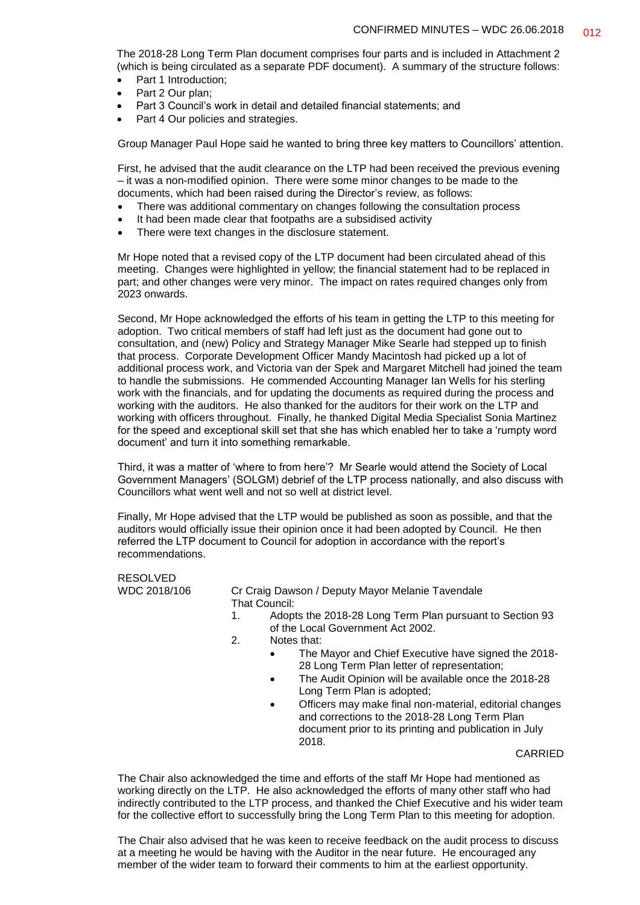The 2018-28 Long Term Plan document comprises four parts and is included in Attachment 2 (which is being circulated as a separate PDF document). A summary of the structure follows:

- Part 1 Introduction;
- Part 2 Our plan;
- Part 3 Council's work in detail and detailed financial statements; and
- Part 4 Our policies and strategies.

Group Manager Paul Hope said he wanted to bring three key matters to Councillors' attention.

First, he advised that the audit clearance on the LTP had been received the previous evening – it was a non-modified opinion. There were some minor changes to be made to the documents, which had been raised during the Director's review, as follows:

- There was additional commentary on changes following the consultation process
- It had been made clear that footpaths are a subsidised activity
- There were text changes in the disclosure statement.

Mr Hope noted that a revised copy of the LTP document had been circulated ahead of this meeting. Changes were highlighted in yellow; the financial statement had to be replaced in part; and other changes were very minor. The impact on rates required changes only from 2023 onwards.

Second, Mr Hope acknowledged the efforts of his team in getting the LTP to this meeting for adoption. Two critical members of staff had left just as the document had gone out to consultation, and (new) Policy and Strategy Manager Mike Searle had stepped up to finish that process. Corporate Development Officer Mandy Macintosh had picked up a lot of additional process work, and Victoria van der Spek and Margaret Mitchell had joined the team to handle the submissions. He commended Accounting Manager Ian Wells for his sterling work with the financials, and for updating the documents as required during the process and working with the auditors. He also thanked for the auditors for their work on the LTP and working with officers throughout. Finally, he thanked Digital Media Specialist Sonia Martinez for the speed and exceptional skill set that she has which enabled her to take a 'rumpty word document' and turn it into something remarkable.

Third, it was a matter of 'where to from here'? Mr Searle would attend the Society of Local Government Managers' (SOLGM) debrief of the LTP process nationally, and also discuss with Councillors what went well and not so well at district level.

Finally, Mr Hope advised that the LTP would be published as soon as possible, and that the auditors would officially issue their opinion once it had been adopted by Council. He then referred the LTP document to Council for adoption in accordance with the report's recommendations.

RESOLVED

WDC 2018/106 Cr Craig Dawson / Deputy Mayor Melanie Tavendale

That Council:

1. Adopts the 2018-28 Long Term Plan pursuant to Section 93 of the Local Government Act 2002.
2. Notes that:
   - The Mayor and Chief Executive have signed the 2018-28 Long Term Plan letter of representation;
   - The Audit Opinion will be available once the 2018-28 Long Term Plan is adopted;
   - Officers may make final non-material, editorial changes and corrections to the 2018-28 Long Term Plan document prior to its printing and publication in July 2018.

CARRIED

The Chair also acknowledged the time and efforts of the staff Mr Hope had mentioned as working directly on the LTP. He also acknowledged the efforts of many other staff who had indirectly contributed to the LTP process, and thanked the Chief Executive and his wider team for the collective effort to successfully bring the Long Term Plan to this meeting for adoption.

The Chair also advised that he was keen to receive feedback on the audit process to discuss at a meeting he would be having with the Auditor in the near future. He encouraged any member of the wider team to forward their comments to him at the earliest opportunity.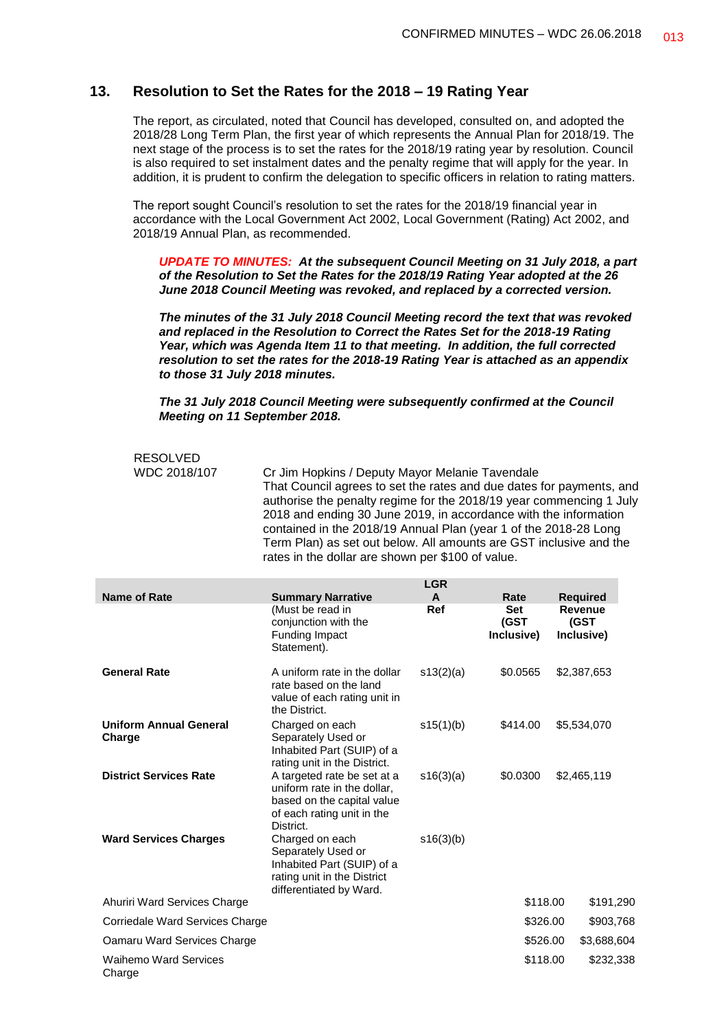## 13. Resolution to Set the Rates for the 2018 – 19 Rating Year

The report, as circulated, noted that Council has developed, consulted on, and adopted the 2018/28 Long Term Plan, the first year of which represents the Annual Plan for 2018/19. The next stage of the process is to set the rates for the 2018/19 rating year by resolution. Council is also required to set instalment dates and the penalty regime that will apply for the year. In addition, it is prudent to confirm the delegation to specific officers in relation to rating matters.

The report sought Council's resolution to set the rates for the 2018/19 financial year in accordance with the Local Government Act 2002, Local Government (Rating) Act 2002, and 2018/19 Annual Plan, as recommended.

***UPDATE TO MINUTES:* *At the subsequent Council Meeting on 31 July 2018, a part of the Resolution to Set the Rates for the 2018/19 Rating Year adopted at the 26 June 2018 Council Meeting was revoked, and replaced by a corrected version.***

***The minutes of the 31 July 2018 Council Meeting record the text that was revoked and replaced in the Resolution to Correct the Rates Set for the 2018-19 Rating Year, which was Agenda Item 11 to that meeting. In addition, the full corrected resolution to set the rates for the 2018-19 Rating Year is attached as an appendix to those 31 July 2018 minutes.***

***The 31 July 2018 Council Meeting were subsequently confirmed at the Council Meeting on 11 September 2018.***

RESOLVED
WDC 2018/107

Cr Jim Hopkins / Deputy Mayor Melanie Tavendale

That Council agrees to set the rates and due dates for payments, and authorise the penalty regime for the 2018/19 year commencing 1 July 2018 and ending 30 June 2019, in accordance with the information contained in the 2018/19 Annual Plan (year 1 of the 2018-28 Long Term Plan) as set out below. All amounts are GST inclusive and the rates in the dollar are shown per $100 of value.

| Name of Rate | Summary Narrative (Must be read in conjunction with the Funding Impact Statement). | LGRA Ref | Rate Set (GST Inclusive) | Required Revenue (GST Inclusive) |
|---|---|---|---|---|
| **General Rate** | A uniform rate in the dollar rate based on the land value of each rating unit in the District. | s13(2)(a) | $0.0565 | $2,387,653 |
| **Uniform Annual General Charge** | Charged on each Separately Used or Inhabited Part (SUIP) of a rating unit in the District. | s15(1)(b) | $414.00 | $5,534,070 |
| **District Services Rate** | A targeted rate be set at a uniform rate in the dollar, based on the capital value of each rating unit in the District. | s16(3)(a) | $0.0300 | $2,465,119 |
| **Ward Services Charges** | Charged on each Separately Used or Inhabited Part (SUIP) of a rating unit in the District differentiated by Ward. | s16(3)(b) | | |
| Ahuriri Ward Services Charge | | | $118.00 | $191,290 |
| Corriedale Ward Services Charge | | | $326.00 | $903,768 |
| Oamaru Ward Services Charge | | | $526.00 | $3,688,604 |
| Waihemo Ward Services Charge | | | $118.00 | $232,338 |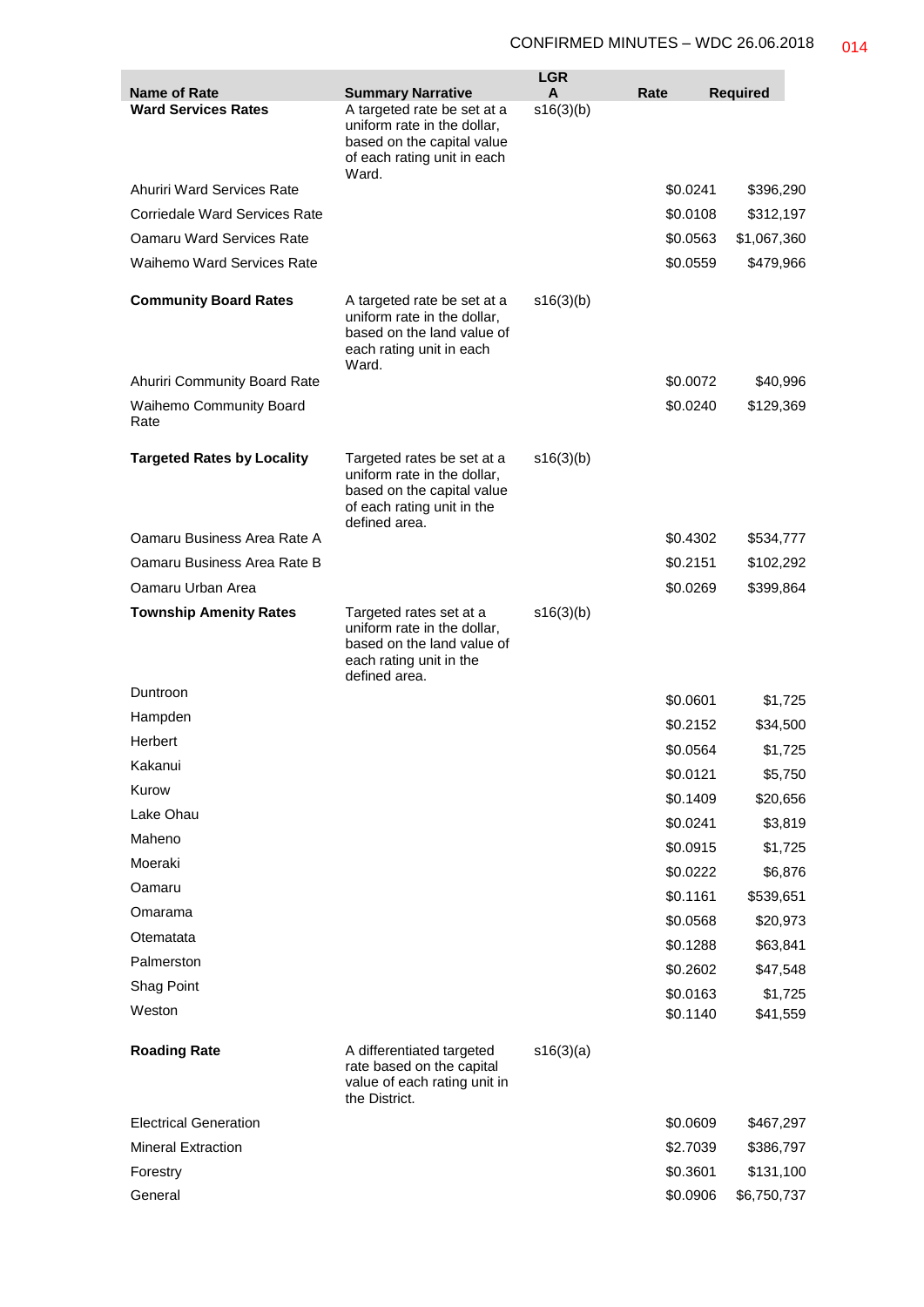| Name of Rate | Summary Narrative | LGRA | Rate | Required |
|---|---|---|---|---|
| **Ward Services Rates** | A targeted rate be set at a uniform rate in the dollar, based on the capital value of each rating unit in each Ward. | s16(3)(b) | | |
| Ahuriri Ward Services Rate | | | $0.0241 | $396,290 |
| Corriedale Ward Services Rate | | | $0.0108 | $312,197 |
| Oamaru Ward Services Rate | | | $0.0563 | $1,067,360 |
| Waihemo Ward Services Rate | | | $0.0559 | $479,966 |
| **Community Board Rates** | A targeted rate be set at a uniform rate in the dollar, based on the land value of each rating unit in each Ward. | s16(3)(b) | | |
| Ahuriri Community Board Rate | | | $0.0072 | $40,996 |
| Waihemo Community Board Rate | | | $0.0240 | $129,369 |
| **Targeted Rates by Locality** | Targeted rates be set at a uniform rate in the dollar, based on the capital value of each rating unit in the defined area. | s16(3)(b) | | |
| Oamaru Business Area Rate A | | | $0.4302 | $534,777 |
| Oamaru Business Area Rate B | | | $0.2151 | $102,292 |
| Oamaru Urban Area | | | $0.0269 | $399,864 |
| **Township Amenity Rates** | Targeted rates set at a uniform rate in the dollar, based on the land value of each rating unit in the defined area. | s16(3)(b) | | |
| Duntroon | | | $0.0601 | $1,725 |
| Hampden | | | $0.2152 | $34,500 |
| Herbert | | | $0.0564 | $1,725 |
| Kakanui | | | $0.0121 | $5,750 |
| Kurow | | | $0.1409 | $20,656 |
| Lake Ohau | | | $0.0241 | $3,819 |
| Maheno | | | $0.0915 | $1,725 |
| Moeraki | | | $0.0222 | $6,876 |
| Oamaru | | | $0.1161 | $539,651 |
| Omarama | | | $0.0568 | $20,973 |
| Otematata | | | $0.1288 | $63,841 |
| Palmerston | | | $0.2602 | $47,548 |
| Shag Point | | | $0.0163 | $1,725 |
| Weston | | | $0.1140 | $41,559 |
| **Roading Rate** | A differentiated targeted rate based on the capital value of each rating unit in the District. | s16(3)(a) | | |
| Electrical Generation | | | $0.0609 | $467,297 |
| Mineral Extraction | | | $2.7039 | $386,797 |
| Forestry | | | $0.3601 | $131,100 |
| General | | | $0.0906 | $6,750,737 |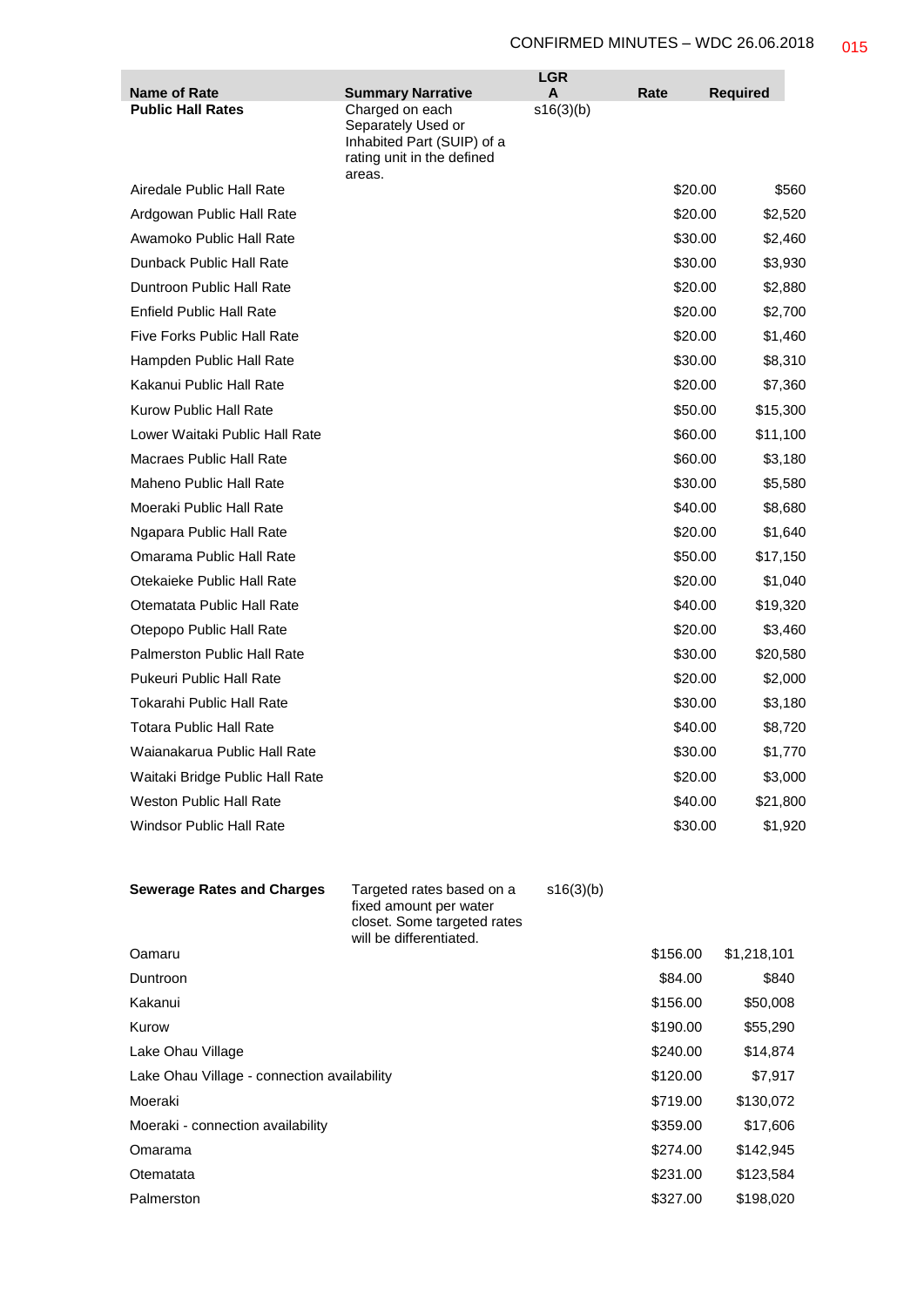| Name of Rate | Summary Narrative | LGR A | Rate | Required |
|---|---|---|---|---|
| **Public Hall Rates** | Charged on each Separately Used or Inhabited Part (SUIP) of a rating unit in the defined areas. | s16(3)(b) | | |
| Airedale Public Hall Rate | | | $20.00 | $560 |
| Ardgowan Public Hall Rate | | | $20.00 | $2,520 |
| Awamoko Public Hall Rate | | | $30.00 | $2,460 |
| Dunback Public Hall Rate | | | $30.00 | $3,930 |
| Duntroon Public Hall Rate | | | $20.00 | $2,880 |
| Enfield Public Hall Rate | | | $20.00 | $2,700 |
| Five Forks Public Hall Rate | | | $20.00 | $1,460 |
| Hampden Public Hall Rate | | | $30.00 | $8,310 |
| Kakanui Public Hall Rate | | | $20.00 | $7,360 |
| Kurow Public Hall Rate | | | $50.00 | $15,300 |
| Lower Waitaki Public Hall Rate | | | $60.00 | $11,100 |
| Macraes Public Hall Rate | | | $60.00 | $3,180 |
| Maheno Public Hall Rate | | | $30.00 | $5,580 |
| Moeraki Public Hall Rate | | | $40.00 | $8,680 |
| Ngapara Public Hall Rate | | | $20.00 | $1,640 |
| Omarama Public Hall Rate | | | $50.00 | $17,150 |
| Otekaieke Public Hall Rate | | | $20.00 | $1,040 |
| Otematata Public Hall Rate | | | $40.00 | $19,320 |
| Otepopo Public Hall Rate | | | $20.00 | $3,460 |
| Palmerston Public Hall Rate | | | $30.00 | $20,580 |
| Pukeuri Public Hall Rate | | | $20.00 | $2,000 |
| Tokarahi Public Hall Rate | | | $30.00 | $3,180 |
| Totara Public Hall Rate | | | $40.00 | $8,720 |
| Waianakarua Public Hall Rate | | | $30.00 | $1,770 |
| Waitaki Bridge Public Hall Rate | | | $20.00 | $3,000 |
| Weston Public Hall Rate | | | $40.00 | $21,800 |
| Windsor Public Hall Rate | | | $30.00 | $1,920 |
| **Sewerage Rates and Charges** | Targeted rates based on a fixed amount per water closet. Some targeted rates will be differentiated. | s16(3)(b) | | |
| Oamaru | | | $156.00 | $1,218,101 |
| Duntroon | | | $84.00 | $840 |
| Kakanui | | | $156.00 | $50,008 |
| Kurow | | | $190.00 | $55,290 |
| Lake Ohau Village | | | $240.00 | $14,874 |
| Lake Ohau Village - connection availability | | | $120.00 | $7,917 |
| Moeraki | | | $719.00 | $130,072 |
| Moeraki - connection availability | | | $359.00 | $17,606 |
| Omarama | | | $274.00 | $142,945 |
| Otematata | | | $231.00 | $123,584 |
| Palmerston | | | $327.00 | $198,020 |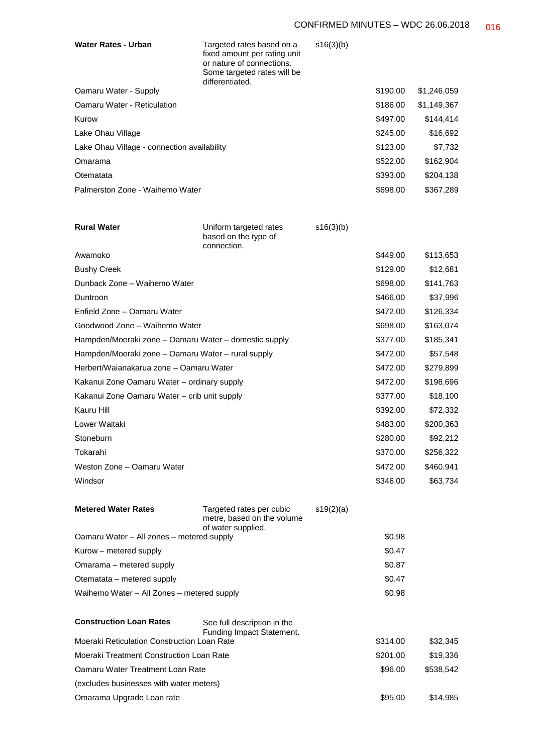| | | | | |
|---|---|---|---|---|
| **Water Rates - Urban** | Targeted rates based on a fixed amount per rating unit or nature of connections. Some targeted rates will be differentiated. | s16(3)(b) | | |
| Oamaru Water - Supply | | | $190.00 | $1,246,059 |
| Oamaru Water - Reticulation | | | $186.00 | $1,149,367 |
| Kurow | | | $497.00 | $144,414 |
| Lake Ohau Village | | | $245.00 | $16,692 |
| Lake Ohau Village - connection availability | | | $123.00 | $7,732 |
| Omarama | | | $522.00 | $162,904 |
| Otematata | | | $393.00 | $204,138 |
| Palmerston Zone - Waihemo Water | | | $698.00 | $367,289 |
| | | | | |
| **Rural Water** | Uniform targeted rates based on the type of connection. | s16(3)(b) | | |
| Awamoko | | | $449.00 | $113,653 |
| Bushy Creek | | | $129.00 | $12,681 |
| Dunback Zone – Waihemo Water | | | $698.00 | $141,763 |
| Duntroon | | | $466.00 | $37,996 |
| Enfield Zone – Oamaru Water | | | $472.00 | $126,334 |
| Goodwood Zone – Waihemo Water | | | $698.00 | $163,074 |
| Hampden/Moeraki zone – Oamaru Water – domestic supply | | | $377.00 | $185,341 |
| Hampden/Moeraki zone – Oamaru Water – rural supply | | | $472.00 | $57,548 |
| Herbert/Waianakarua zone – Oamaru Water | | | $472.00 | $279,899 |
| Kakanui Zone Oamaru Water – ordinary supply | | | $472.00 | $198,696 |
| Kakanui Zone Oamaru Water – crib unit supply | | | $377.00 | $18,100 |
| Kauru Hill | | | $392.00 | $72,332 |
| Lower Waitaki | | | $483.00 | $200,363 |
| Stoneburn | | | $280.00 | $92,212 |
| Tokarahi | | | $370.00 | $256,322 |
| Weston Zone – Oamaru Water | | | $472.00 | $460,941 |
| Windsor | | | $346.00 | $63,734 |
| | | | | |
| **Metered Water Rates** | Targeted rates per cubic metre, based on the volume of water supplied. | s19(2)(a) | | |
| Oamaru Water – All zones – metered supply | | | $0.98 | |
| Kurow – metered supply | | | $0.47 | |
| Omarama – metered supply | | | $0.87 | |
| Otematata – metered supply | | | $0.47 | |
| Waihemo Water – All Zones – metered supply | | | $0.98 | |
| | | | | |
| **Construction Loan Rates** | See full description in the Funding Impact Statement. | | | |
| Moeraki Reticulation Construction Loan Rate | | | $314.00 | $32,345 |
| Moeraki Treatment Construction Loan Rate | | | $201.00 | $19,336 |
| Oamaru Water Treatment Loan Rate | | | $96.00 | $538,542 |
| (excludes businesses with water meters) | | | | |
| Omarama Upgrade Loan rate | | | $95.00 | $14,985 |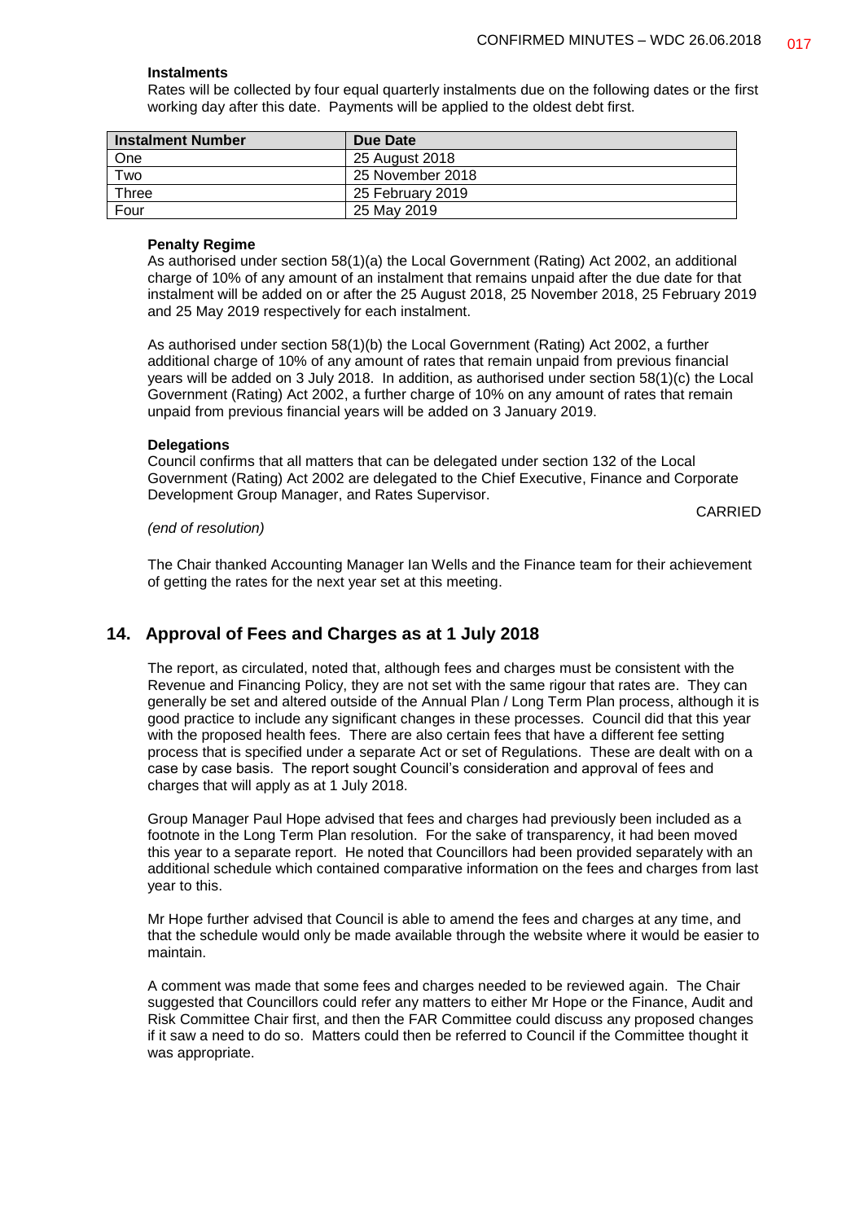**Instalments**

Rates will be collected by four equal quarterly instalments due on the following dates or the first working day after this date. Payments will be applied to the oldest debt first.

| Instalment Number | Due Date |
|---|---|
| One | 25 August 2018 |
| Two | 25 November 2018 |
| Three | 25 February 2019 |
| Four | 25 May 2019 |

**Penalty Regime**

As authorised under section 58(1)(a) the Local Government (Rating) Act 2002, an additional charge of 10% of any amount of an instalment that remains unpaid after the due date for that instalment will be added on or after the 25 August 2018, 25 November 2018, 25 February 2019 and 25 May 2019 respectively for each instalment.

As authorised under section 58(1)(b) the Local Government (Rating) Act 2002, a further additional charge of 10% of any amount of rates that remain unpaid from previous financial years will be added on 3 July 2018. In addition, as authorised under section 58(1)(c) the Local Government (Rating) Act 2002, a further charge of 10% on any amount of rates that remain unpaid from previous financial years will be added on 3 January 2019.

**Delegations**

Council confirms that all matters that can be delegated under section 132 of the Local Government (Rating) Act 2002 are delegated to the Chief Executive, Finance and Corporate Development Group Manager, and Rates Supervisor.

CARRIED

*(end of resolution)*

The Chair thanked Accounting Manager Ian Wells and the Finance team for their achievement of getting the rates for the next year set at this meeting.

## 14. Approval of Fees and Charges as at 1 July 2018

The report, as circulated, noted that, although fees and charges must be consistent with the Revenue and Financing Policy, they are not set with the same rigour that rates are. They can generally be set and altered outside of the Annual Plan / Long Term Plan process, although it is good practice to include any significant changes in these processes. Council did that this year with the proposed health fees. There are also certain fees that have a different fee setting process that is specified under a separate Act or set of Regulations. These are dealt with on a case by case basis. The report sought Council's consideration and approval of fees and charges that will apply as at 1 July 2018.

Group Manager Paul Hope advised that fees and charges had previously been included as a footnote in the Long Term Plan resolution. For the sake of transparency, it had been moved this year to a separate report. He noted that Councillors had been provided separately with an additional schedule which contained comparative information on the fees and charges from last year to this.

Mr Hope further advised that Council is able to amend the fees and charges at any time, and that the schedule would only be made available through the website where it would be easier to maintain.

A comment was made that some fees and charges needed to be reviewed again. The Chair suggested that Councillors could refer any matters to either Mr Hope or the Finance, Audit and Risk Committee Chair first, and then the FAR Committee could discuss any proposed changes if it saw a need to do so. Matters could then be referred to Council if the Committee thought it was appropriate.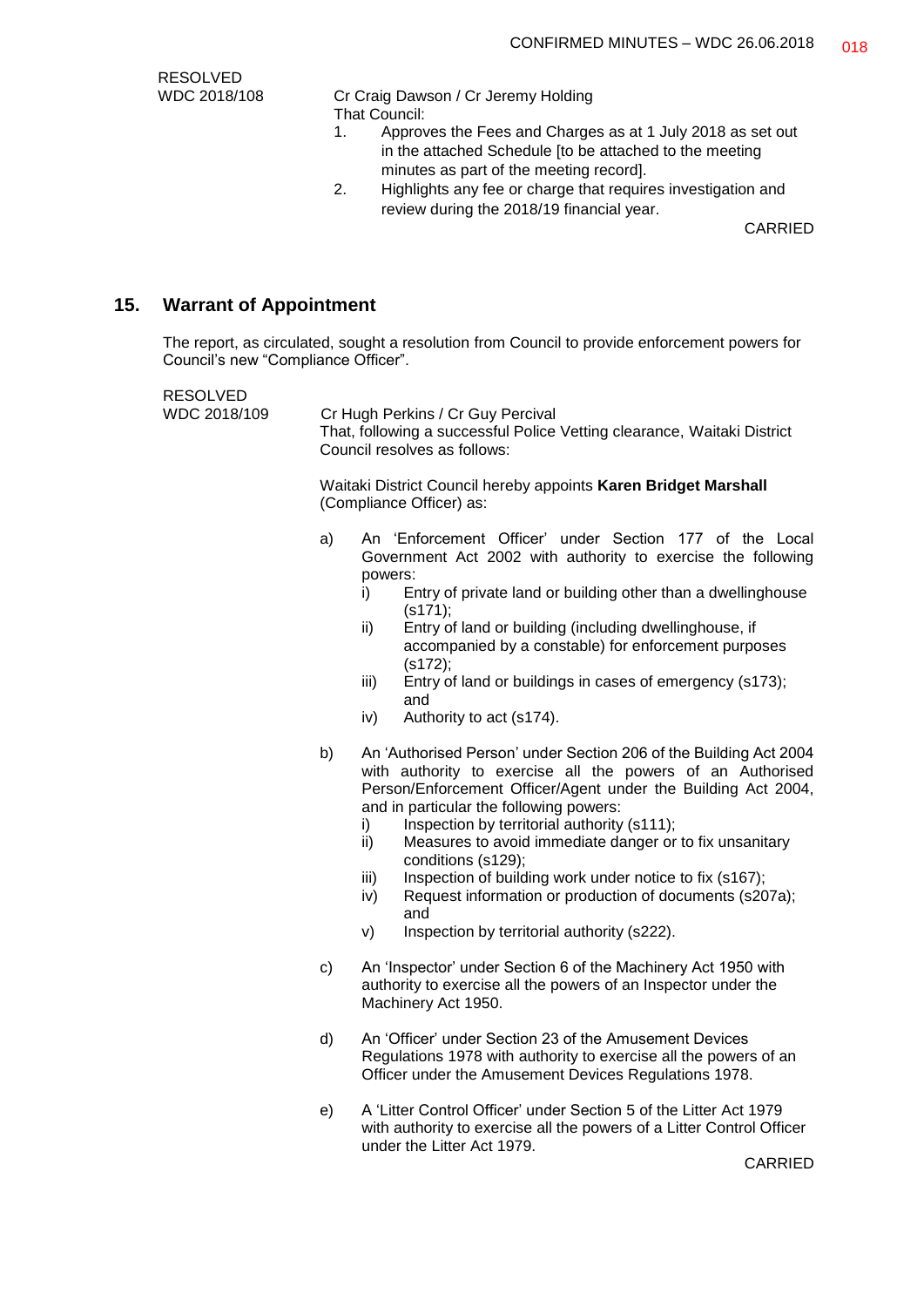RESOLVED
WDC 2018/108

Cr Craig Dawson / Cr Jeremy Holding
That Council:

1. Approves the Fees and Charges as at 1 July 2018 as set out in the attached Schedule [to be attached to the meeting minutes as part of the meeting record].
2. Highlights any fee or charge that requires investigation and review during the 2018/19 financial year.

CARRIED

## 15. Warrant of Appointment

The report, as circulated, sought a resolution from Council to provide enforcement powers for Council's new "Compliance Officer".

RESOLVED
WDC 2018/109

Cr Hugh Perkins / Cr Guy Percival
That, following a successful Police Vetting clearance, Waitaki District Council resolves as follows:

Waitaki District Council hereby appoints **Karen Bridget Marshall** (Compliance Officer) as:

a) An 'Enforcement Officer' under Section 177 of the Local Government Act 2002 with authority to exercise the following powers:
   i) Entry of private land or building other than a dwellinghouse (s171);
   ii) Entry of land or building (including dwellinghouse, if accompanied by a constable) for enforcement purposes (s172);
   iii) Entry of land or buildings in cases of emergency (s173); and
   iv) Authority to act (s174).

b) An 'Authorised Person' under Section 206 of the Building Act 2004 with authority to exercise all the powers of an Authorised Person/Enforcement Officer/Agent under the Building Act 2004, and in particular the following powers:
   i) Inspection by territorial authority (s111);
   ii) Measures to avoid immediate danger or to fix unsanitary conditions (s129);
   iii) Inspection of building work under notice to fix (s167);
   iv) Request information or production of documents (s207a); and
   v) Inspection by territorial authority (s222).

c) An 'Inspector' under Section 6 of the Machinery Act 1950 with authority to exercise all the powers of an Inspector under the Machinery Act 1950.

d) An 'Officer' under Section 23 of the Amusement Devices Regulations 1978 with authority to exercise all the powers of an Officer under the Amusement Devices Regulations 1978.

e) A 'Litter Control Officer' under Section 5 of the Litter Act 1979 with authority to exercise all the powers of a Litter Control Officer under the Litter Act 1979.

CARRIED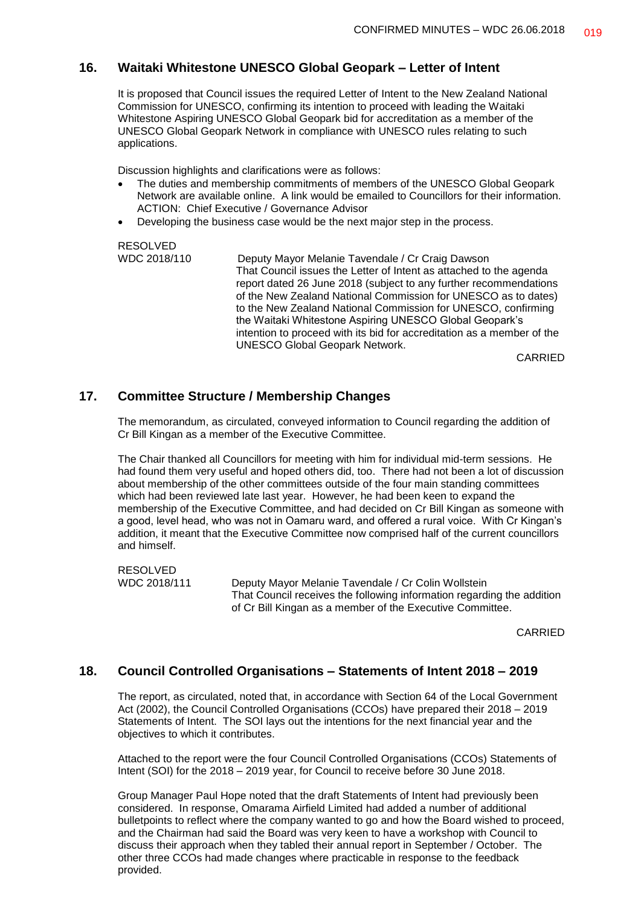## 16. Waitaki Whitestone UNESCO Global Geopark – Letter of Intent

It is proposed that Council issues the required Letter of Intent to the New Zealand National Commission for UNESCO, confirming its intention to proceed with leading the Waitaki Whitestone Aspiring UNESCO Global Geopark bid for accreditation as a member of the UNESCO Global Geopark Network in compliance with UNESCO rules relating to such applications.

Discussion highlights and clarifications were as follows:

- The duties and membership commitments of members of the UNESCO Global Geopark Network are available online. A link would be emailed to Councillors for their information. ACTION: Chief Executive / Governance Advisor
- Developing the business case would be the next major step in the process.

RESOLVED
WDC 2018/110 Deputy Mayor Melanie Tavendale / Cr Craig Dawson
That Council issues the Letter of Intent as attached to the agenda report dated 26 June 2018 (subject to any further recommendations of the New Zealand National Commission for UNESCO as to dates) to the New Zealand National Commission for UNESCO, confirming the Waitaki Whitestone Aspiring UNESCO Global Geopark's intention to proceed with its bid for accreditation as a member of the UNESCO Global Geopark Network.

CARRIED

## 17. Committee Structure / Membership Changes

The memorandum, as circulated, conveyed information to Council regarding the addition of Cr Bill Kingan as a member of the Executive Committee.

The Chair thanked all Councillors for meeting with him for individual mid-term sessions. He had found them very useful and hoped others did, too. There had not been a lot of discussion about membership of the other committees outside of the four main standing committees which had been reviewed late last year. However, he had been keen to expand the membership of the Executive Committee, and had decided on Cr Bill Kingan as someone with a good, level head, who was not in Oamaru ward, and offered a rural voice. With Cr Kingan's addition, it meant that the Executive Committee now comprised half of the current councillors and himself.

RESOLVED
WDC 2018/111 Deputy Mayor Melanie Tavendale / Cr Colin Wollstein
That Council receives the following information regarding the addition of Cr Bill Kingan as a member of the Executive Committee.

CARRIED

## 18. Council Controlled Organisations – Statements of Intent 2018 – 2019

The report, as circulated, noted that, in accordance with Section 64 of the Local Government Act (2002), the Council Controlled Organisations (CCOs) have prepared their 2018 – 2019 Statements of Intent. The SOI lays out the intentions for the next financial year and the objectives to which it contributes.

Attached to the report were the four Council Controlled Organisations (CCOs) Statements of Intent (SOI) for the 2018 – 2019 year, for Council to receive before 30 June 2018.

Group Manager Paul Hope noted that the draft Statements of Intent had previously been considered. In response, Omarama Airfield Limited had added a number of additional bulletpoints to reflect where the company wanted to go and how the Board wished to proceed, and the Chairman had said the Board was very keen to have a workshop with Council to discuss their approach when they tabled their annual report in September / October. The other three CCOs had made changes where practicable in response to the feedback provided.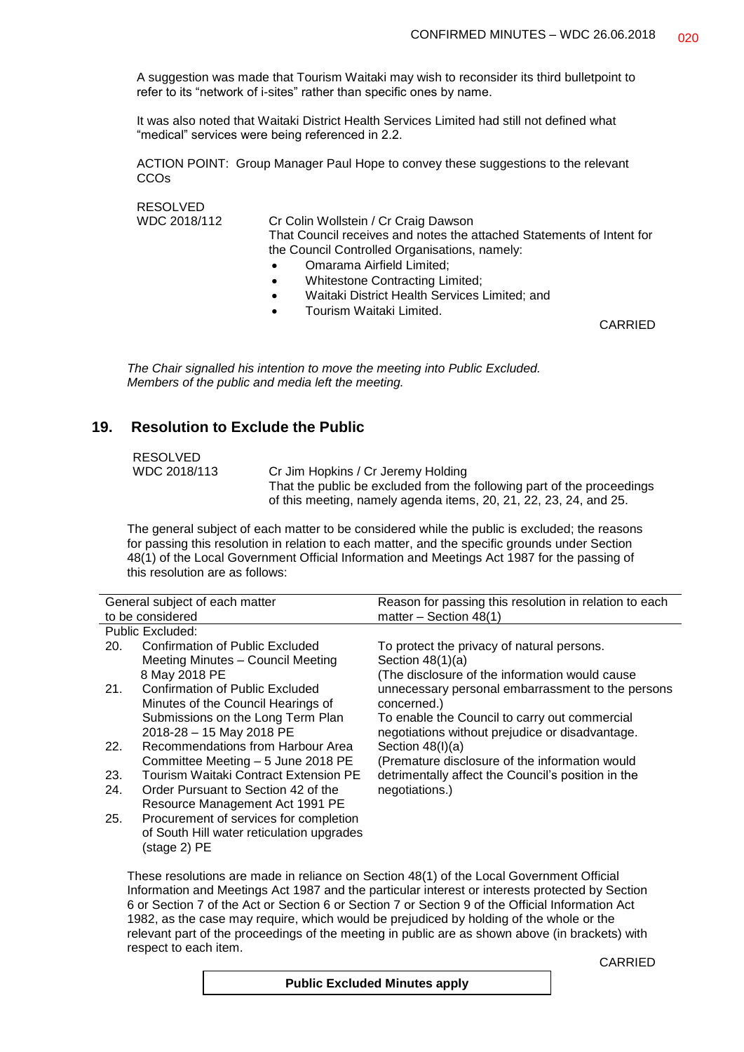A suggestion was made that Tourism Waitaki may wish to reconsider its third bulletpoint to refer to its "network of i-sites" rather than specific ones by name.

It was also noted that Waitaki District Health Services Limited had still not defined what "medical" services were being referenced in 2.2.

ACTION POINT: Group Manager Paul Hope to convey these suggestions to the relevant CCOs

RESOLVED
WDC 2018/112 Cr Colin Wollstein / Cr Craig Dawson
That Council receives and notes the attached Statements of Intent for the Council Controlled Organisations, namely:

- Omarama Airfield Limited;
- Whitestone Contracting Limited;
- Waitaki District Health Services Limited; and
- Tourism Waitaki Limited.

CARRIED

*The Chair signalled his intention to move the meeting into Public Excluded.*
*Members of the public and media left the meeting.*

## 19. Resolution to Exclude the Public

RESOLVED
WDC 2018/113 Cr Jim Hopkins / Cr Jeremy Holding
That the public be excluded from the following part of the proceedings of this meeting, namely agenda items, 20, 21, 22, 23, 24, and 25.

The general subject of each matter to be considered while the public is excluded; the reasons for passing this resolution in relation to each matter, and the specific grounds under Section 48(1) of the Local Government Official Information and Meetings Act 1987 for the passing of this resolution are as follows:

| General subject of each matter to be considered | Reason for passing this resolution in relation to each matter – Section 48(1) |
|---|---|
| Public Excluded: | |
| 20. Confirmation of Public Excluded Meeting Minutes – Council Meeting 8 May 2018 PE | To protect the privacy of natural persons. Section 48(1)(a) (The disclosure of the information would cause unnecessary personal embarrassment to the persons concerned.) |
| 21. Confirmation of Public Excluded Minutes of the Council Hearings of Submissions on the Long Term Plan 2018-28 – 15 May 2018 PE | To enable the Council to carry out commercial negotiations without prejudice or disadvantage. Section 48(I)(a) (Premature disclosure of the information would detrimentally affect the Council's position in the negotiations.) |
| 22. Recommendations from Harbour Area Committee Meeting – 5 June 2018 PE | |
| 23. Tourism Waitaki Contract Extension PE | |
| 24. Order Pursuant to Section 42 of the Resource Management Act 1991 PE | |
| 25. Procurement of services for completion of South Hill water reticulation upgrades (stage 2) PE | |

These resolutions are made in reliance on Section 48(1) of the Local Government Official Information and Meetings Act 1987 and the particular interest or interests protected by Section 6 or Section 7 of the Act or Section 6 or Section 7 or Section 9 of the Official Information Act 1982, as the case may require, which would be prejudiced by holding of the whole or the relevant part of the proceedings of the meeting in public are as shown above (in brackets) with respect to each item.

CARRIED

**Public Excluded Minutes apply**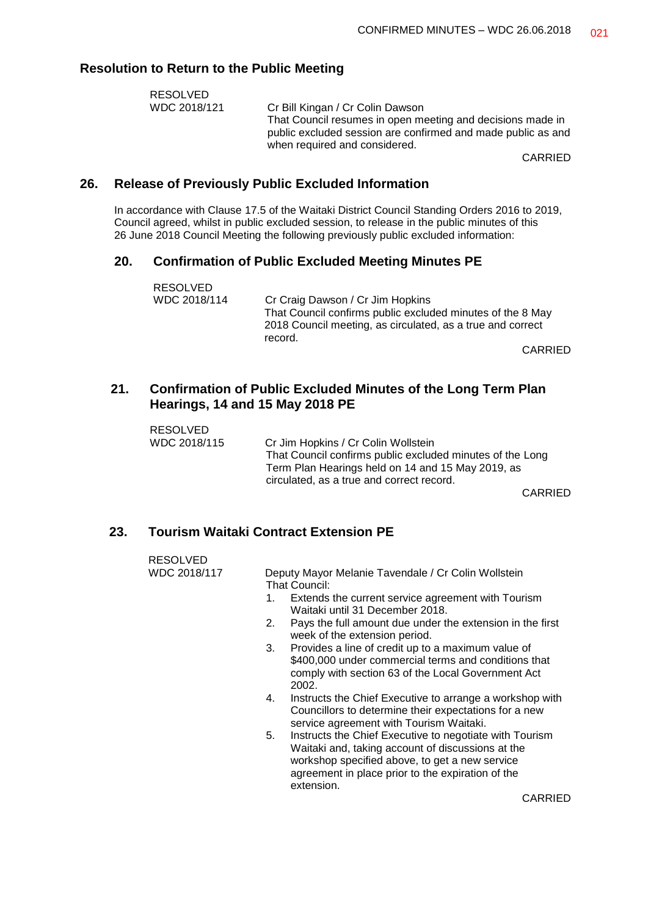## Resolution to Return to the Public Meeting

RESOLVED
WDC 2018/121

Cr Bill Kingan / Cr Colin Dawson
That Council resumes in open meeting and decisions made in public excluded session are confirmed and made public as and when required and considered.

CARRIED

## 26. Release of Previously Public Excluded Information

In accordance with Clause 17.5 of the Waitaki District Council Standing Orders 2016 to 2019, Council agreed, whilst in public excluded session, to release in the public minutes of this 26 June 2018 Council Meeting the following previously public excluded information:

### 20. Confirmation of Public Excluded Meeting Minutes PE

RESOLVED
WDC 2018/114

Cr Craig Dawson / Cr Jim Hopkins
That Council confirms public excluded minutes of the 8 May 2018 Council meeting, as circulated, as a true and correct record.

CARRIED

### 21. Confirmation of Public Excluded Minutes of the Long Term Plan Hearings, 14 and 15 May 2018 PE

RESOLVED
WDC 2018/115

Cr Jim Hopkins / Cr Colin Wollstein
That Council confirms public excluded minutes of the Long Term Plan Hearings held on 14 and 15 May 2019, as circulated, as a true and correct record.

CARRIED

### 23. Tourism Waitaki Contract Extension PE

RESOLVED
WDC 2018/117

Deputy Mayor Melanie Tavendale / Cr Colin Wollstein
That Council:

1. Extends the current service agreement with Tourism Waitaki until 31 December 2018.
2. Pays the full amount due under the extension in the first week of the extension period.
3. Provides a line of credit up to a maximum value of \$400,000 under commercial terms and conditions that comply with section 63 of the Local Government Act 2002.
4. Instructs the Chief Executive to arrange a workshop with Councillors to determine their expectations for a new service agreement with Tourism Waitaki.
5. Instructs the Chief Executive to negotiate with Tourism Waitaki and, taking account of discussions at the workshop specified above, to get a new service agreement in place prior to the expiration of the extension.

CARRIED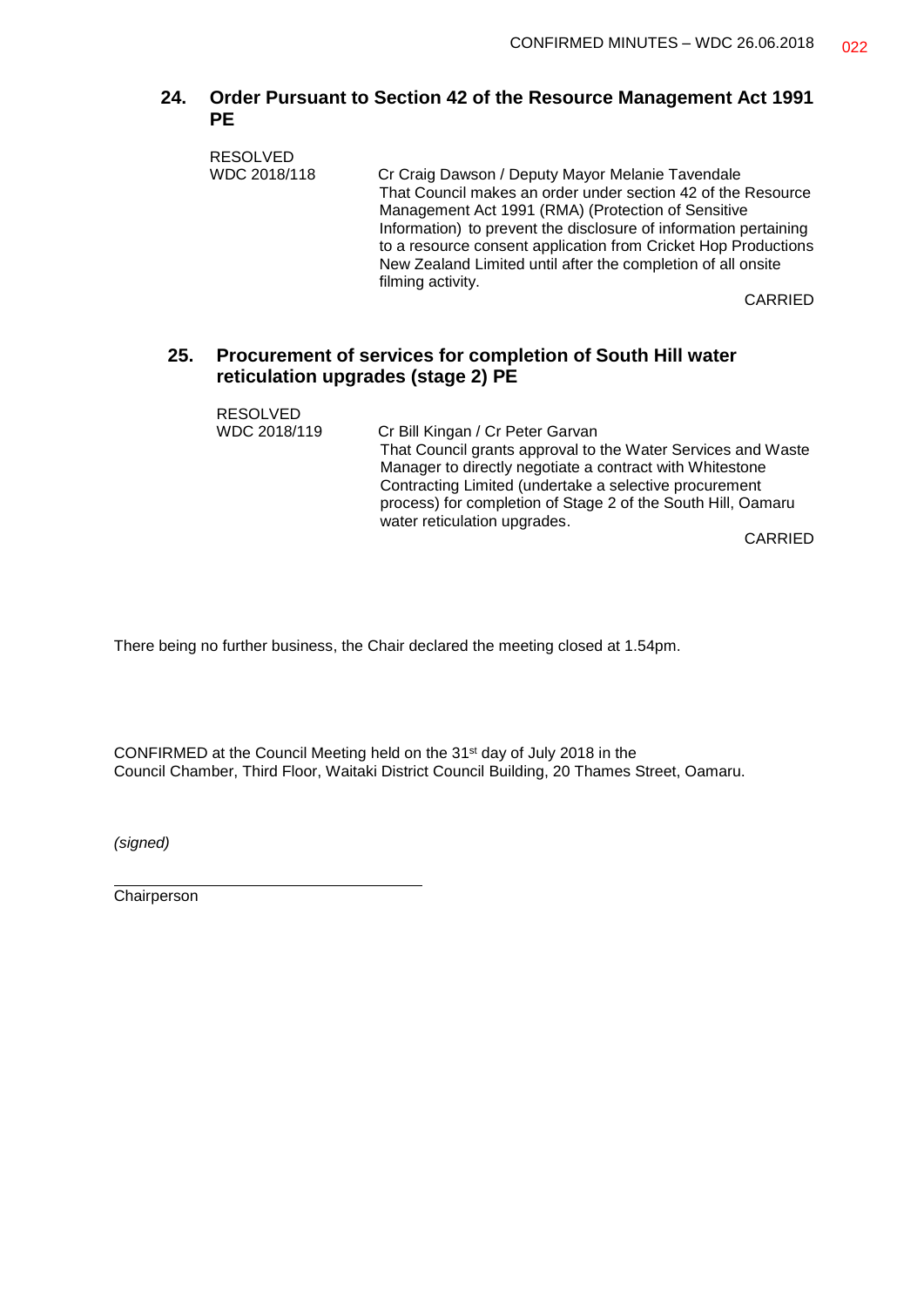## 24. Order Pursuant to Section 42 of the Resource Management Act 1991 PE

RESOLVED
WDC 2018/118

Cr Craig Dawson / Deputy Mayor Melanie Tavendale

That Council makes an order under section 42 of the Resource Management Act 1991 (RMA) (Protection of Sensitive Information) to prevent the disclosure of information pertaining to a resource consent application from Cricket Hop Productions New Zealand Limited until after the completion of all onsite filming activity.

CARRIED

## 25. Procurement of services for completion of South Hill water reticulation upgrades (stage 2) PE

RESOLVED
WDC 2018/119

Cr Bill Kingan / Cr Peter Garvan

That Council grants approval to the Water Services and Waste Manager to directly negotiate a contract with Whitestone Contracting Limited (undertake a selective procurement process) for completion of Stage 2 of the South Hill, Oamaru water reticulation upgrades.

CARRIED

There being no further business, the Chair declared the meeting closed at 1.54pm.

CONFIRMED at the Council Meeting held on the 31st day of July 2018 in the Council Chamber, Third Floor, Waitaki District Council Building, 20 Thames Street, Oamaru.

*(signed)*

Chairperson